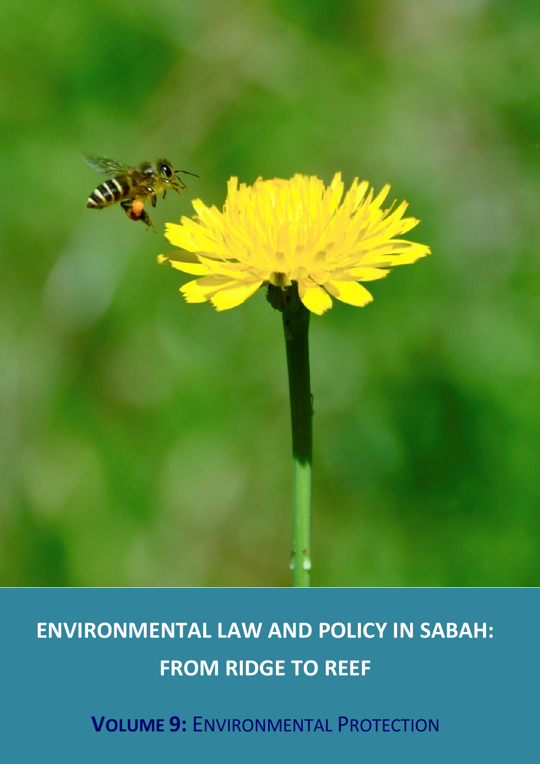# ENVIRONMENTAL LAW AND POLICY IN SABAH: FROM RIDGE TO REEF

## VOLUME 9: ENVIRONMENTAL PROTECTION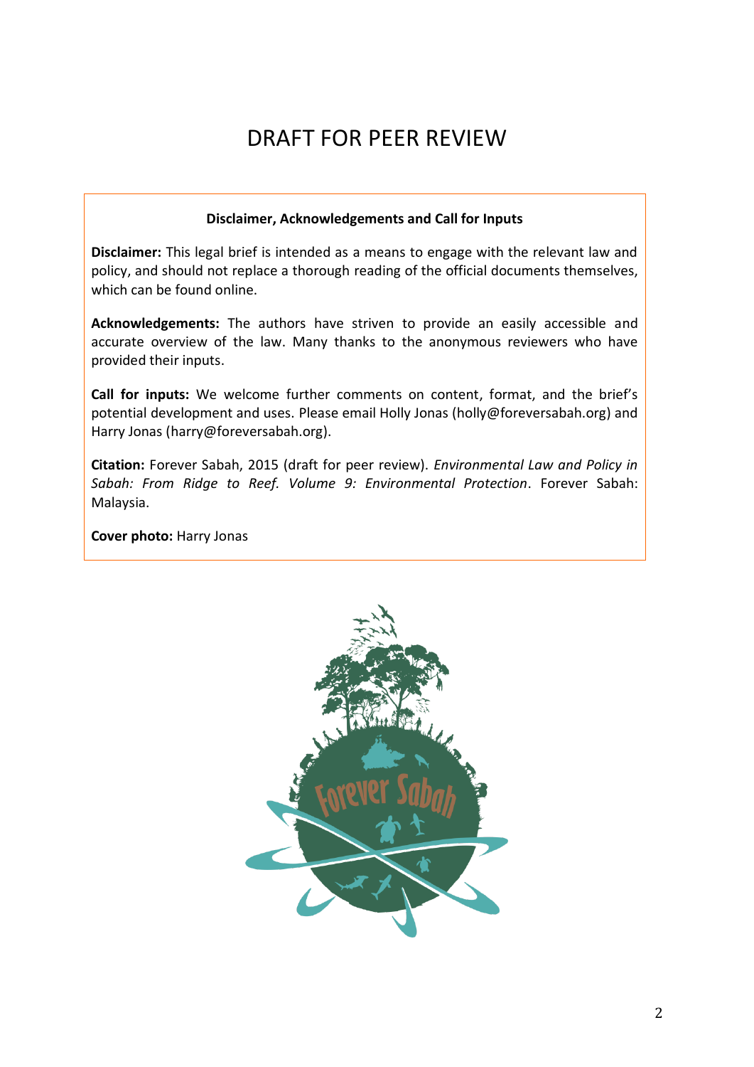# DRAFT FOR PEER REVIEW

**Disclaimer, Acknowledgements and Call for Inputs**

**Disclaimer:** This legal brief is intended as a means to engage with the relevant law and policy, and should not replace a thorough reading of the official documents themselves, which can be found online.

**Acknowledgements:** The authors have striven to provide an easily accessible and accurate overview of the law. Many thanks to the anonymous reviewers who have provided their inputs.

**Call for inputs:** We welcome further comments on content, format, and the brief's potential development and uses. Please email Holly Jonas (holly@foreversabah.org) and Harry Jonas (harry@foreversabah.org).

**Citation:** Forever Sabah, 2015 (draft for peer review). *Environmental Law and Policy in Sabah: From Ridge to Reef. Volume 9: Environmental Protection*. Forever Sabah: Malaysia.

**Cover photo:** Harry Jonas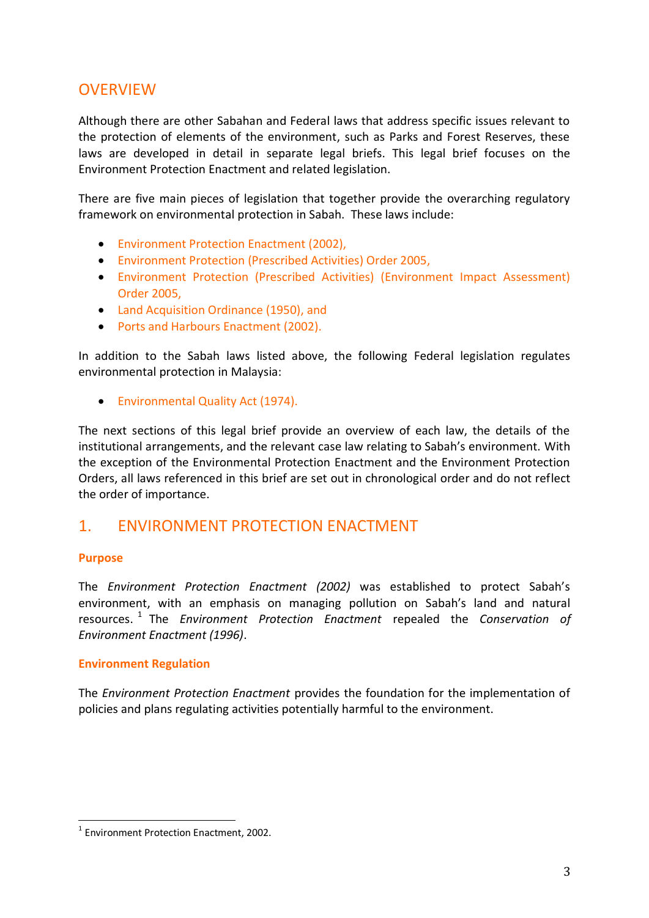## OVERVIEW

Although there are other Sabahan and Federal laws that address specific issues relevant to the protection of elements of the environment, such as Parks and Forest Reserves, these laws are developed in detail in separate legal briefs. This legal brief focuses on the Environment Protection Enactment and related legislation.

There are five main pieces of legislation that together provide the overarching regulatory framework on environmental protection in Sabah. These laws include:

- Environment Protection Enactment (2002),
- Environment Protection (Prescribed Activities) Order 2005,
- Environment Protection (Prescribed Activities) (Environment Impact Assessment) Order 2005,
- Land Acquisition Ordinance (1950), and
- Ports and Harbours Enactment (2002).

In addition to the Sabah laws listed above, the following Federal legislation regulates environmental protection in Malaysia:

- Environmental Quality Act (1974).

The next sections of this legal brief provide an overview of each law, the details of the institutional arrangements, and the relevant case law relating to Sabah's environment. With the exception of the Environmental Protection Enactment and the Environment Protection Orders, all laws referenced in this brief are set out in chronological order and do not reflect the order of importance.

## 1. ENVIRONMENT PROTECTION ENACTMENT

### Purpose

The *Environment Protection Enactment (2002)* was established to protect Sabah's environment, with an emphasis on managing pollution on Sabah's land and natural resources.[1] The *Environment Protection Enactment* repealed the *Conservation of Environment Enactment (1996)*.

### Environment Regulation

The *Environment Protection Enactment* provides the foundation for the implementation of policies and plans regulating activities potentially harmful to the environment.

[1] Environment Protection Enactment, 2002.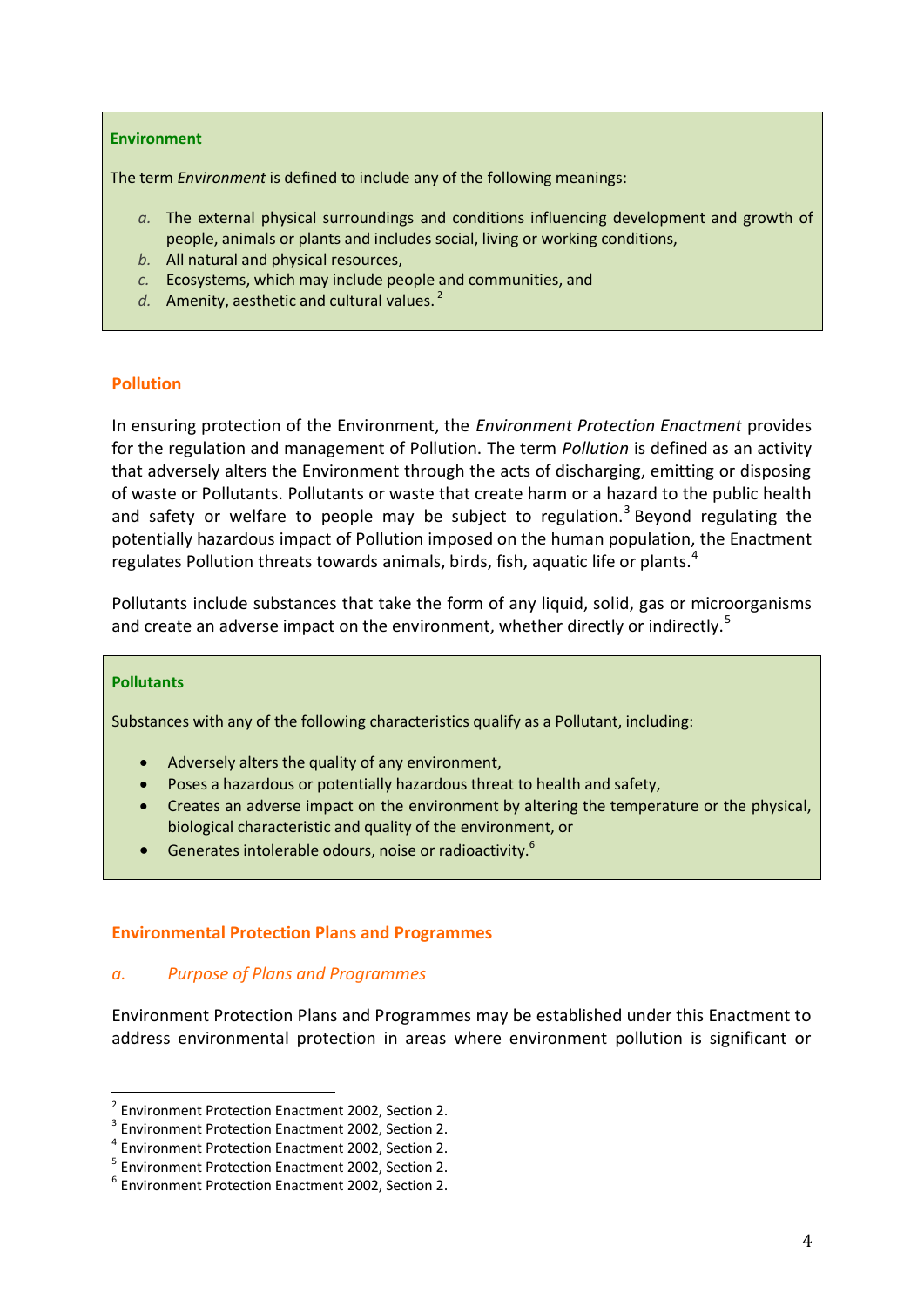**Environment**

The term *Environment* is defined to include any of the following meanings:

*a.* The external physical surroundings and conditions influencing development and growth of people, animals or plants and includes social, living or working conditions,
*b.* All natural and physical resources,
*c.* Ecosystems, which may include people and communities, and
*d.* Amenity, aesthetic and cultural values. [2]

## Pollution

In ensuring protection of the Environment, the *Environment Protection Enactment* provides for the regulation and management of Pollution. The term *Pollution* is defined as an activity that adversely alters the Environment through the acts of discharging, emitting or disposing of waste or Pollutants. Pollutants or waste that create harm or a hazard to the public health and safety or welfare to people may be subject to regulation.[3] Beyond regulating the potentially hazardous impact of Pollution imposed on the human population, the Enactment regulates Pollution threats towards animals, birds, fish, aquatic life or plants.[4]

Pollutants include substances that take the form of any liquid, solid, gas or microorganisms and create an adverse impact on the environment, whether directly or indirectly.[5]

**Pollutants**

Substances with any of the following characteristics qualify as a Pollutant, including:

- Adversely alters the quality of any environment,
- Poses a hazardous or potentially hazardous threat to health and safety,
- Creates an adverse impact on the environment by altering the temperature or the physical, biological characteristic and quality of the environment, or
- Generates intolerable odours, noise or radioactivity.[6]

## Environmental Protection Plans and Programmes

### *a. Purpose of Plans and Programmes*

Environment Protection Plans and Programmes may be established under this Enactment to address environmental protection in areas where environment pollution is significant or

[2] Environment Protection Enactment 2002, Section 2.
[3] Environment Protection Enactment 2002, Section 2.
[4] Environment Protection Enactment 2002, Section 2.
[5] Environment Protection Enactment 2002, Section 2.
[6] Environment Protection Enactment 2002, Section 2.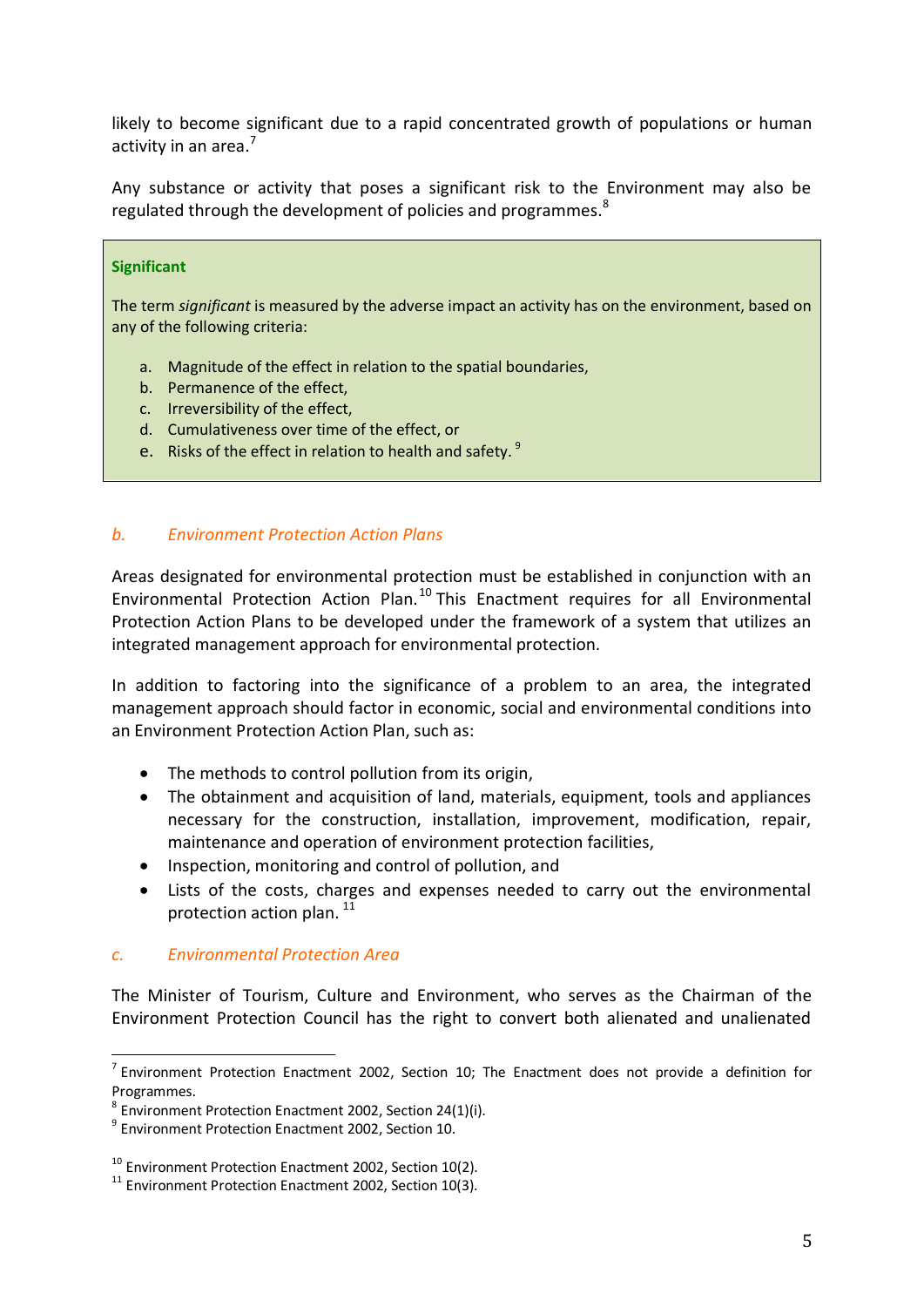likely to become significant due to a rapid concentrated growth of populations or human activity in an area.[7]

Any substance or activity that poses a significant risk to the Environment may also be regulated through the development of policies and programmes.[8]

> **Significant**
>
> The term *significant* is measured by the adverse impact an activity has on the environment, based on any of the following criteria:
>
> a. Magnitude of the effect in relation to the spatial boundaries,
> b. Permanence of the effect,
> c. Irreversibility of the effect,
> d. Cumulativeness over time of the effect, or
> e. Risks of the effect in relation to health and safety. [9]

### *b. Environment Protection Action Plans*

Areas designated for environmental protection must be established in conjunction with an Environmental Protection Action Plan.[10] This Enactment requires for all Environmental Protection Action Plans to be developed under the framework of a system that utilizes an integrated management approach for environmental protection.

In addition to factoring into the significance of a problem to an area, the integrated management approach should factor in economic, social and environmental conditions into an Environment Protection Action Plan, such as:

- The methods to control pollution from its origin,
- The obtainment and acquisition of land, materials, equipment, tools and appliances necessary for the construction, installation, improvement, modification, repair, maintenance and operation of environment protection facilities,
- Inspection, monitoring and control of pollution, and
- Lists of the costs, charges and expenses needed to carry out the environmental protection action plan. [11]

### *c. Environmental Protection Area*

The Minister of Tourism, Culture and Environment, who serves as the Chairman of the Environment Protection Council has the right to convert both alienated and unalienated

---

[7] Environment Protection Enactment 2002, Section 10; The Enactment does not provide a definition for Programmes.

[8] Environment Protection Enactment 2002, Section 24(1)(i).

[9] Environment Protection Enactment 2002, Section 10.

[10] Environment Protection Enactment 2002, Section 10(2).

[11] Environment Protection Enactment 2002, Section 10(3).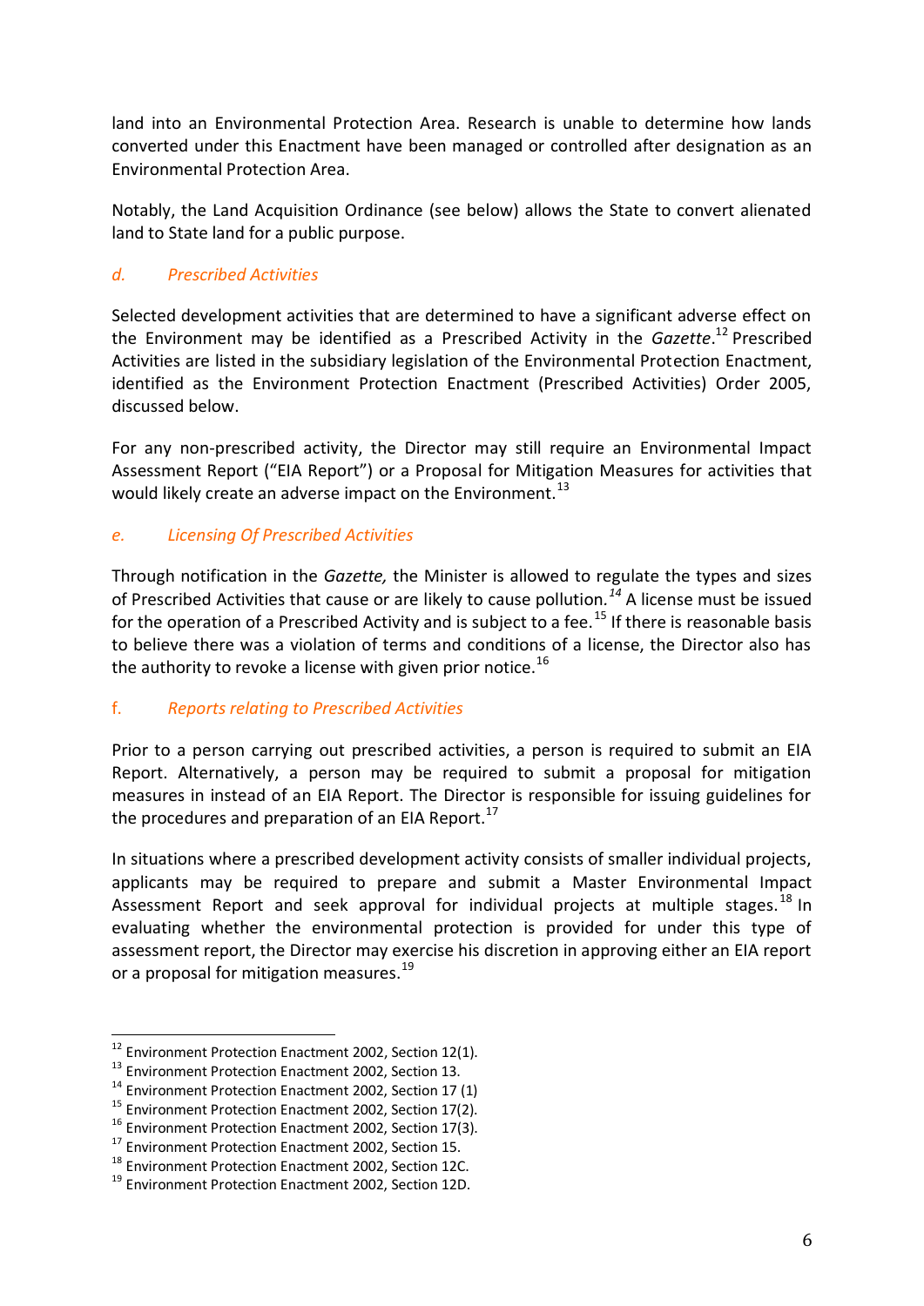land into an Environmental Protection Area. Research is unable to determine how lands converted under this Enactment have been managed or controlled after designation as an Environmental Protection Area.

Notably, the Land Acquisition Ordinance (see below) allows the State to convert alienated land to State land for a public purpose.

### *d. Prescribed Activities*

Selected development activities that are determined to have a significant adverse effect on the Environment may be identified as a Prescribed Activity in the *Gazette*.[12] Prescribed Activities are listed in the subsidiary legislation of the Environmental Protection Enactment, identified as the Environment Protection Enactment (Prescribed Activities) Order 2005, discussed below.

For any non-prescribed activity, the Director may still require an Environmental Impact Assessment Report ("EIA Report") or a Proposal for Mitigation Measures for activities that would likely create an adverse impact on the Environment.[13]

### *e. Licensing Of Prescribed Activities*

Through notification in the *Gazette,* the Minister is allowed to regulate the types and sizes of Prescribed Activities that cause or are likely to cause pollution.[14] A license must be issued for the operation of a Prescribed Activity and is subject to a fee.[15] If there is reasonable basis to believe there was a violation of terms and conditions of a license, the Director also has the authority to revoke a license with given prior notice.[16]

### f. *Reports relating to Prescribed Activities*

Prior to a person carrying out prescribed activities, a person is required to submit an EIA Report. Alternatively, a person may be required to submit a proposal for mitigation measures in instead of an EIA Report. The Director is responsible for issuing guidelines for the procedures and preparation of an EIA Report.[17]

In situations where a prescribed development activity consists of smaller individual projects, applicants may be required to prepare and submit a Master Environmental Impact Assessment Report and seek approval for individual projects at multiple stages.[18] In evaluating whether the environmental protection is provided for under this type of assessment report, the Director may exercise his discretion in approving either an EIA report or a proposal for mitigation measures.[19]

---

[12] Environment Protection Enactment 2002, Section 12(1).
[13] Environment Protection Enactment 2002, Section 13.
[14] Environment Protection Enactment 2002, Section 17 (1)
[15] Environment Protection Enactment 2002, Section 17(2).
[16] Environment Protection Enactment 2002, Section 17(3).
[17] Environment Protection Enactment 2002, Section 15.
[18] Environment Protection Enactment 2002, Section 12C.
[19] Environment Protection Enactment 2002, Section 12D.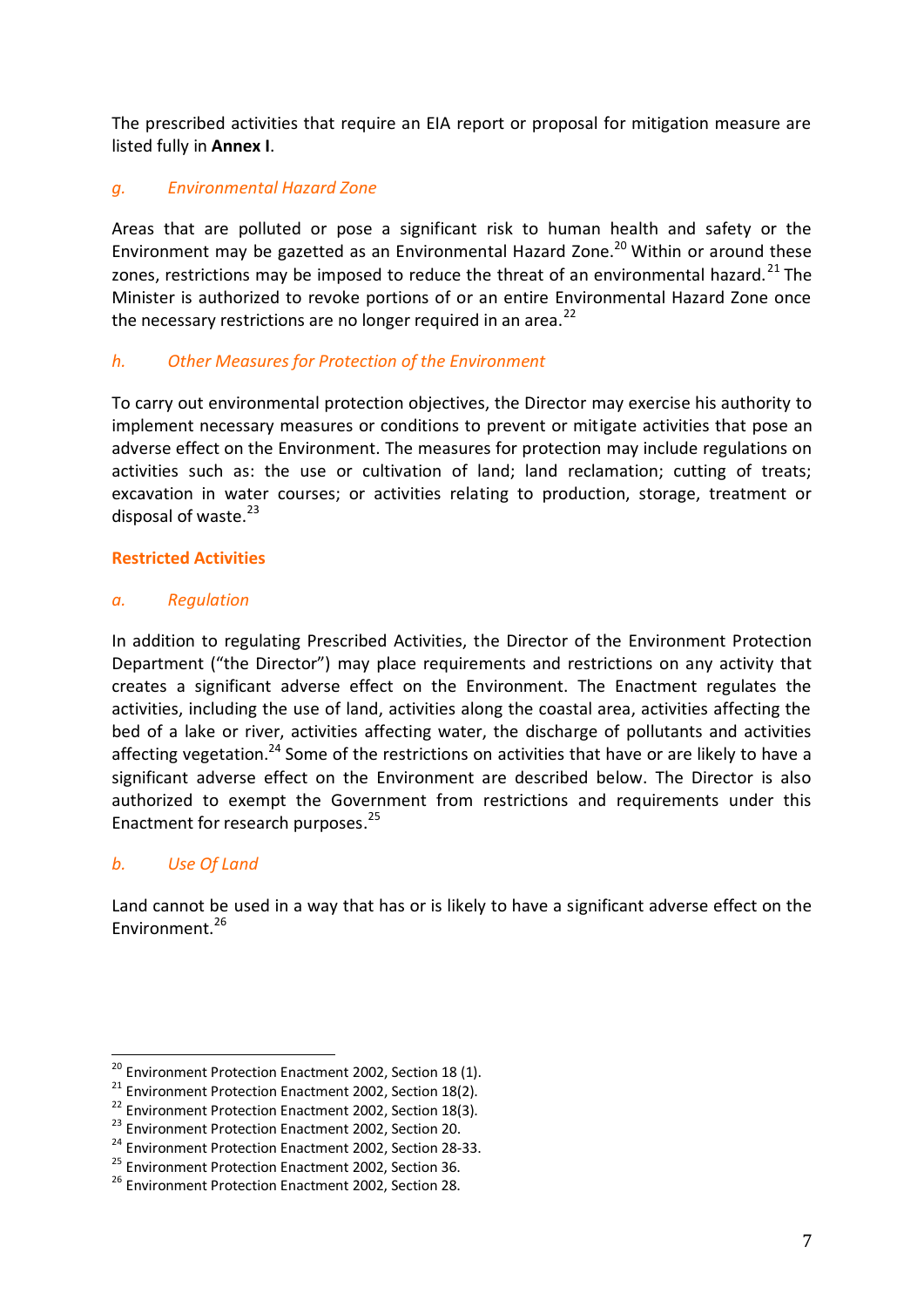The prescribed activities that require an EIA report or proposal for mitigation measure are listed fully in **Annex I**.

### *g. Environmental Hazard Zone*

Areas that are polluted or pose a significant risk to human health and safety or the Environment may be gazetted as an Environmental Hazard Zone.[20] Within or around these zones, restrictions may be imposed to reduce the threat of an environmental hazard.[21] The Minister is authorized to revoke portions of or an entire Environmental Hazard Zone once the necessary restrictions are no longer required in an area.[22]

### *h. Other Measures for Protection of the Environment*

To carry out environmental protection objectives, the Director may exercise his authority to implement necessary measures or conditions to prevent or mitigate activities that pose an adverse effect on the Environment. The measures for protection may include regulations on activities such as: the use or cultivation of land; land reclamation; cutting of treats; excavation in water courses; or activities relating to production, storage, treatment or disposal of waste.[23]

## Restricted Activities

### *a. Regulation*

In addition to regulating Prescribed Activities, the Director of the Environment Protection Department ("the Director") may place requirements and restrictions on any activity that creates a significant adverse effect on the Environment. The Enactment regulates the activities, including the use of land, activities along the coastal area, activities affecting the bed of a lake or river, activities affecting water, the discharge of pollutants and activities affecting vegetation.[24] Some of the restrictions on activities that have or are likely to have a significant adverse effect on the Environment are described below. The Director is also authorized to exempt the Government from restrictions and requirements under this Enactment for research purposes.[25]

### *b. Use Of Land*

Land cannot be used in a way that has or is likely to have a significant adverse effect on the Environment.[26]

---

[20] Environment Protection Enactment 2002, Section 18 (1).
[21] Environment Protection Enactment 2002, Section 18(2).
[22] Environment Protection Enactment 2002, Section 18(3).
[23] Environment Protection Enactment 2002, Section 20.
[24] Environment Protection Enactment 2002, Section 28-33.
[25] Environment Protection Enactment 2002, Section 36.
[26] Environment Protection Enactment 2002, Section 28.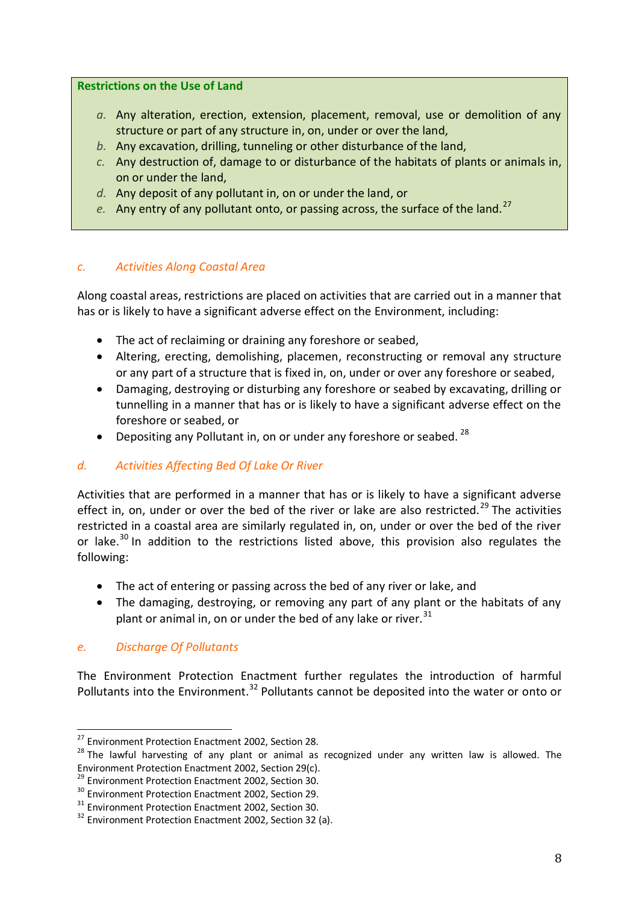**Restrictions on the Use of Land**

> *a.* Any alteration, erection, extension, placement, removal, use or demolition of any structure or part of any structure in, on, under or over the land,
> *b.* Any excavation, drilling, tunneling or other disturbance of the land,
> *c.* Any destruction of, damage to or disturbance of the habitats of plants or animals in, on or under the land,
> *d.* Any deposit of any pollutant in, on or under the land, or
> *e.* Any entry of any pollutant onto, or passing across, the surface of the land.[27]

### *c. Activities Along Coastal Area*

Along coastal areas, restrictions are placed on activities that are carried out in a manner that has or is likely to have a significant adverse effect on the Environment, including:

- The act of reclaiming or draining any foreshore or seabed,
- Altering, erecting, demolishing, placemen, reconstructing or removal any structure or any part of a structure that is fixed in, on, under or over any foreshore or seabed,
- Damaging, destroying or disturbing any foreshore or seabed by excavating, drilling or tunnelling in a manner that has or is likely to have a significant adverse effect on the foreshore or seabed, or
- Depositing any Pollutant in, on or under any foreshore or seabed. [28]

### *d. Activities Affecting Bed Of Lake Or River*

Activities that are performed in a manner that has or is likely to have a significant adverse effect in, on, under or over the bed of the river or lake are also restricted.[29] The activities restricted in a coastal area are similarly regulated in, on, under or over the bed of the river or lake.[30] In addition to the restrictions listed above, this provision also regulates the following:

- The act of entering or passing across the bed of any river or lake, and
- The damaging, destroying, or removing any part of any plant or the habitats of any plant or animal in, on or under the bed of any lake or river.[31]

### *e. Discharge Of Pollutants*

The Environment Protection Enactment further regulates the introduction of harmful Pollutants into the Environment.[32] Pollutants cannot be deposited into the water or onto or

---

[27] Environment Protection Enactment 2002, Section 28.
[28] The lawful harvesting of any plant or animal as recognized under any written law is allowed. The Environment Protection Enactment 2002, Section 29(c).
[29] Environment Protection Enactment 2002, Section 30.
[30] Environment Protection Enactment 2002, Section 29.
[31] Environment Protection Enactment 2002, Section 30.
[32] Environment Protection Enactment 2002, Section 32 (a).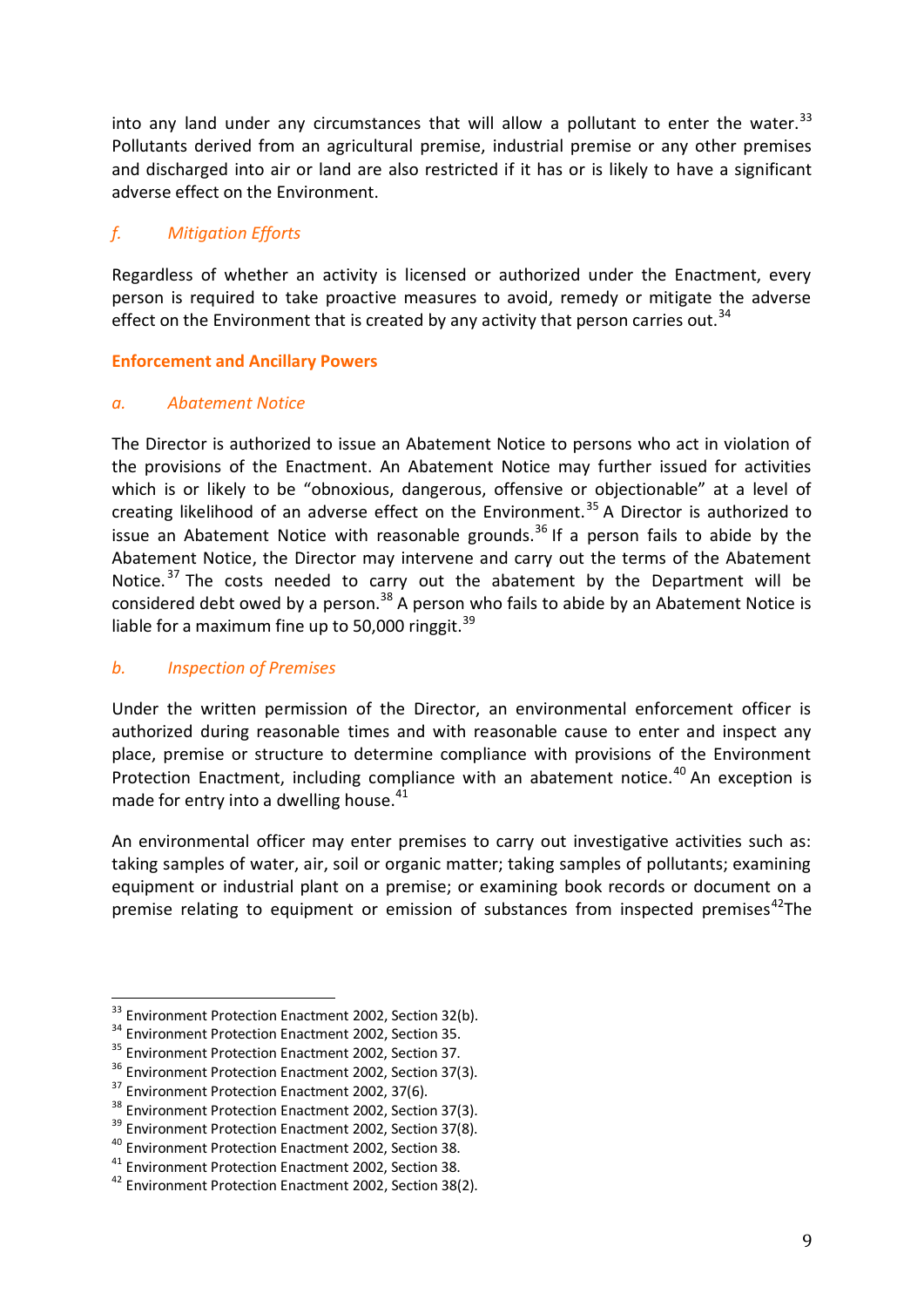into any land under any circumstances that will allow a pollutant to enter the water.[33] Pollutants derived from an agricultural premise, industrial premise or any other premises and discharged into air or land are also restricted if it has or is likely to have a significant adverse effect on the Environment.

### *f. Mitigation Efforts*

Regardless of whether an activity is licensed or authorized under the Enactment, every person is required to take proactive measures to avoid, remedy or mitigate the adverse effect on the Environment that is created by any activity that person carries out.[34]

## Enforcement and Ancillary Powers

### *a. Abatement Notice*

The Director is authorized to issue an Abatement Notice to persons who act in violation of the provisions of the Enactment. An Abatement Notice may further issued for activities which is or likely to be "obnoxious, dangerous, offensive or objectionable" at a level of creating likelihood of an adverse effect on the Environment.[35] A Director is authorized to issue an Abatement Notice with reasonable grounds.[36] If a person fails to abide by the Abatement Notice, the Director may intervene and carry out the terms of the Abatement Notice.[37] The costs needed to carry out the abatement by the Department will be considered debt owed by a person.[38] A person who fails to abide by an Abatement Notice is liable for a maximum fine up to 50,000 ringgit.[39]

### *b. Inspection of Premises*

Under the written permission of the Director, an environmental enforcement officer is authorized during reasonable times and with reasonable cause to enter and inspect any place, premise or structure to determine compliance with provisions of the Environment Protection Enactment, including compliance with an abatement notice.[40] An exception is made for entry into a dwelling house.[41]

An environmental officer may enter premises to carry out investigative activities such as: taking samples of water, air, soil or organic matter; taking samples of pollutants; examining equipment or industrial plant on a premise; or examining book records or document on a premise relating to equipment or emission of substances from inspected premises[42]The

---

[33] Environment Protection Enactment 2002, Section 32(b).
[34] Environment Protection Enactment 2002, Section 35.
[35] Environment Protection Enactment 2002, Section 37.
[36] Environment Protection Enactment 2002, Section 37(3).
[37] Environment Protection Enactment 2002, 37(6).
[38] Environment Protection Enactment 2002, Section 37(3).
[39] Environment Protection Enactment 2002, Section 37(8).
[40] Environment Protection Enactment 2002, Section 38.
[41] Environment Protection Enactment 2002, Section 38.
[42] Environment Protection Enactment 2002, Section 38(2).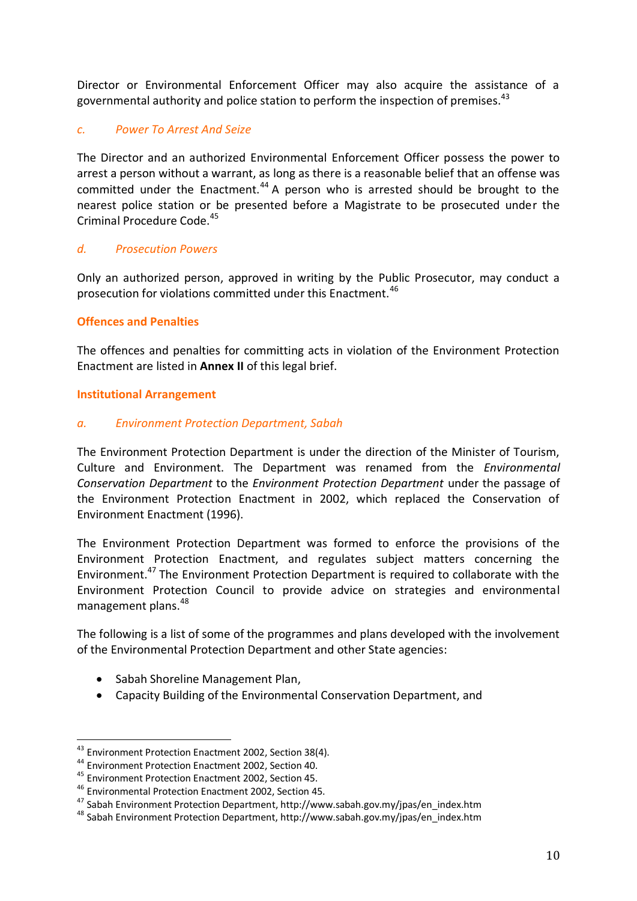Director or Environmental Enforcement Officer may also acquire the assistance of a governmental authority and police station to perform the inspection of premises.[43]

### *c. Power To Arrest And Seize*

The Director and an authorized Environmental Enforcement Officer possess the power to arrest a person without a warrant, as long as there is a reasonable belief that an offense was committed under the Enactment.[44] A person who is arrested should be brought to the nearest police station or be presented before a Magistrate to be prosecuted under the Criminal Procedure Code.[45]

### *d. Prosecution Powers*

Only an authorized person, approved in writing by the Public Prosecutor, may conduct a prosecution for violations committed under this Enactment.[46]

## Offences and Penalties

The offences and penalties for committing acts in violation of the Environment Protection Enactment are listed in **Annex II** of this legal brief.

## Institutional Arrangement

### *a. Environment Protection Department, Sabah*

The Environment Protection Department is under the direction of the Minister of Tourism, Culture and Environment. The Department was renamed from the *Environmental Conservation Department* to the *Environment Protection Department* under the passage of the Environment Protection Enactment in 2002, which replaced the Conservation of Environment Enactment (1996).

The Environment Protection Department was formed to enforce the provisions of the Environment Protection Enactment, and regulates subject matters concerning the Environment.[47] The Environment Protection Department is required to collaborate with the Environment Protection Council to provide advice on strategies and environmental management plans.[48]

The following is a list of some of the programmes and plans developed with the involvement of the Environmental Protection Department and other State agencies:

- Sabah Shoreline Management Plan,
- Capacity Building of the Environmental Conservation Department, and

---

[43] Environment Protection Enactment 2002, Section 38(4).
[44] Environment Protection Enactment 2002, Section 40.
[45] Environment Protection Enactment 2002, Section 45.
[46] Environmental Protection Enactment 2002, Section 45.
[47] Sabah Environment Protection Department, http://www.sabah.gov.my/jpas/en_index.htm
[48] Sabah Environment Protection Department, http://www.sabah.gov.my/jpas/en_index.htm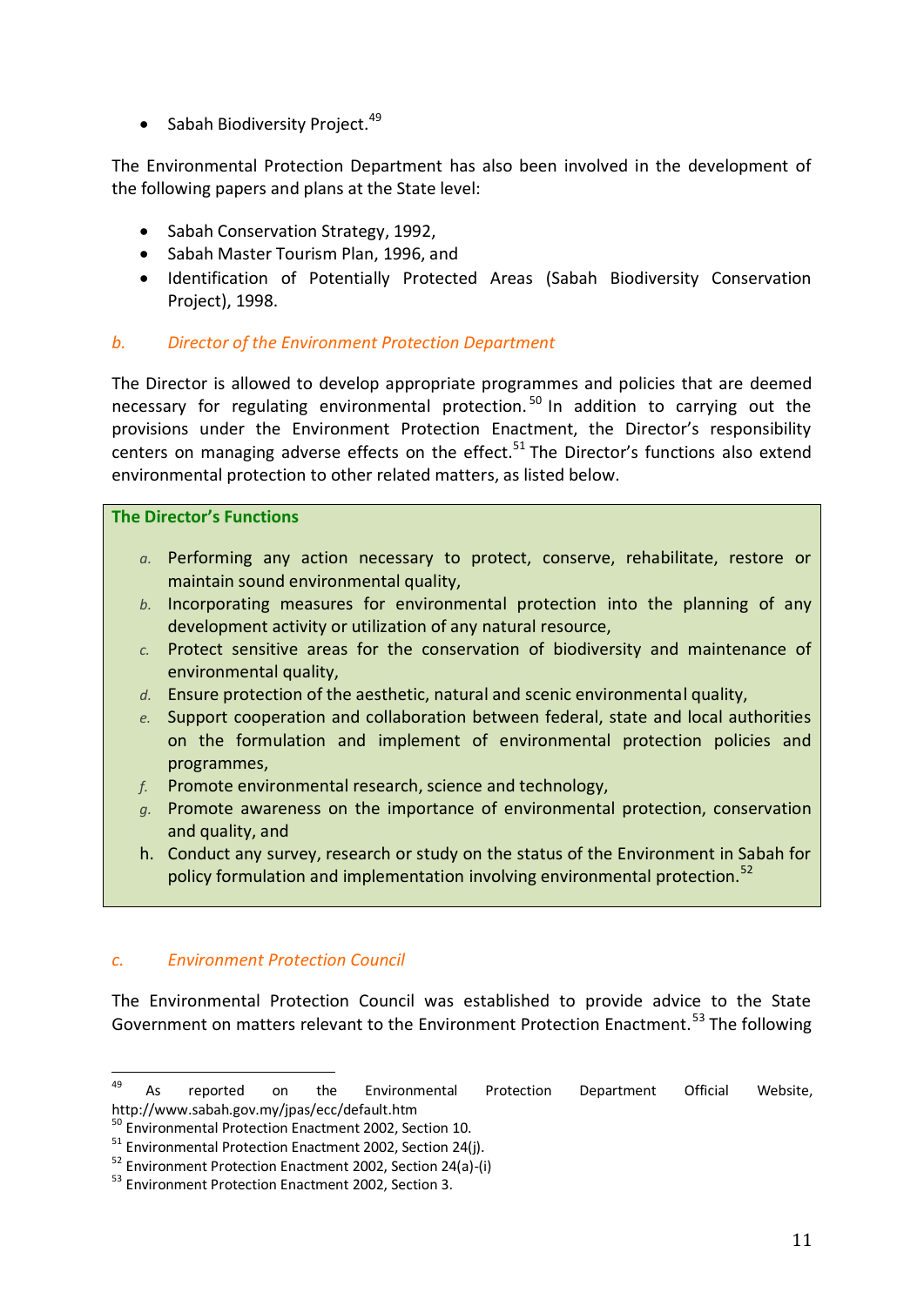- Sabah Biodiversity Project.[49]

The Environmental Protection Department has also been involved in the development of the following papers and plans at the State level:

- Sabah Conservation Strategy, 1992,
- Sabah Master Tourism Plan, 1996, and
- Identification of Potentially Protected Areas (Sabah Biodiversity Conservation Project), 1998.

### *b. Director of the Environment Protection Department*

The Director is allowed to develop appropriate programmes and policies that are deemed necessary for regulating environmental protection.[50] In addition to carrying out the provisions under the Environment Protection Enactment, the Director's responsibility centers on managing adverse effects on the effect.[51] The Director's functions also extend environmental protection to other related matters, as listed below.

**The Director's Functions**

- *a.* Performing any action necessary to protect, conserve, rehabilitate, restore or maintain sound environmental quality,
- *b.* Incorporating measures for environmental protection into the planning of any development activity or utilization of any natural resource,
- *c.* Protect sensitive areas for the conservation of biodiversity and maintenance of environmental quality,
- *d.* Ensure protection of the aesthetic, natural and scenic environmental quality,
- *e.* Support cooperation and collaboration between federal, state and local authorities on the formulation and implement of environmental protection policies and programmes,
- *f.* Promote environmental research, science and technology,
- *g.* Promote awareness on the importance of environmental protection, conservation and quality, and
- h. Conduct any survey, research or study on the status of the Environment in Sabah for policy formulation and implementation involving environmental protection.[52]

### *c. Environment Protection Council*

The Environmental Protection Council was established to provide advice to the State Government on matters relevant to the Environment Protection Enactment.[53] The following

---

[49] As reported on the Environmental Protection Department Official Website, http://www.sabah.gov.my/jpas/ecc/default.htm

[50] Environmental Protection Enactment 2002, Section 10.

[51] Environmental Protection Enactment 2002, Section 24(j).

[52] Environment Protection Enactment 2002, Section 24(a)-(i)

[53] Environment Protection Enactment 2002, Section 3.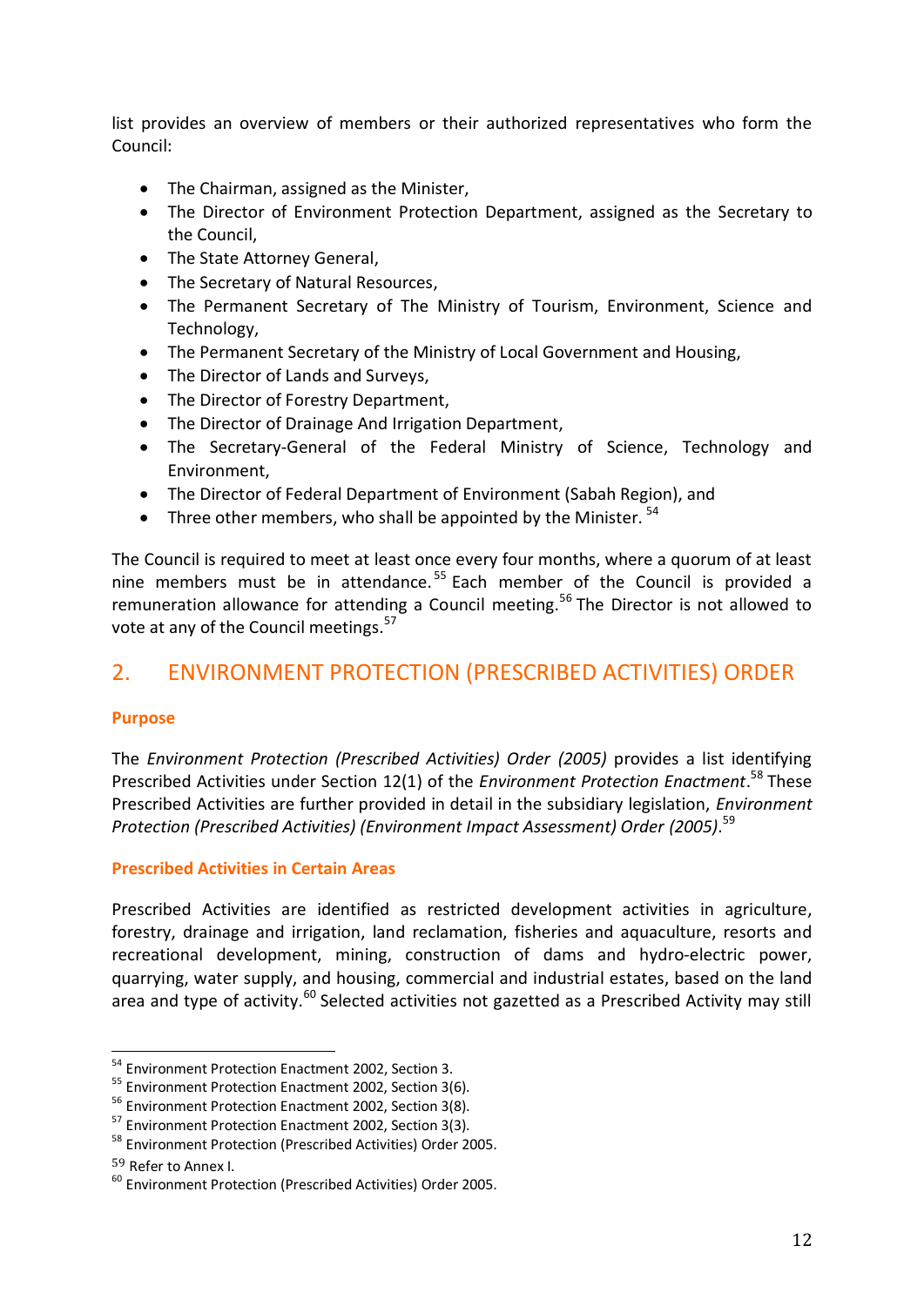list provides an overview of members or their authorized representatives who form the Council:

- The Chairman, assigned as the Minister,
- The Director of Environment Protection Department, assigned as the Secretary to the Council,
- The State Attorney General,
- The Secretary of Natural Resources,
- The Permanent Secretary of The Ministry of Tourism, Environment, Science and Technology,
- The Permanent Secretary of the Ministry of Local Government and Housing,
- The Director of Lands and Surveys,
- The Director of Forestry Department,
- The Director of Drainage And Irrigation Department,
- The Secretary-General of the Federal Ministry of Science, Technology and Environment,
- The Director of Federal Department of Environment (Sabah Region), and
- Three other members, who shall be appointed by the Minister. [54]

The Council is required to meet at least once every four months, where a quorum of at least nine members must be in attendance. [55] Each member of the Council is provided a remuneration allowance for attending a Council meeting.[56] The Director is not allowed to vote at any of the Council meetings.[57]

## 2. ENVIRONMENT PROTECTION (PRESCRIBED ACTIVITIES) ORDER

### Purpose

The *Environment Protection (Prescribed Activities) Order (2005)* provides a list identifying Prescribed Activities under Section 12(1) of the *Environment Protection Enactment*.[58] These Prescribed Activities are further provided in detail in the subsidiary legislation, *Environment Protection (Prescribed Activities) (Environment Impact Assessment) Order (2005)*.[59]

### Prescribed Activities in Certain Areas

Prescribed Activities are identified as restricted development activities in agriculture, forestry, drainage and irrigation, land reclamation, fisheries and aquaculture, resorts and recreational development, mining, construction of dams and hydro-electric power, quarrying, water supply, and housing, commercial and industrial estates, based on the land area and type of activity.[60] Selected activities not gazetted as a Prescribed Activity may still

---

[54] Environment Protection Enactment 2002, Section 3.
[55] Environment Protection Enactment 2002, Section 3(6).
[56] Environment Protection Enactment 2002, Section 3(8).
[57] Environment Protection Enactment 2002, Section 3(3).
[58] Environment Protection (Prescribed Activities) Order 2005.
[59] Refer to Annex I.
[60] Environment Protection (Prescribed Activities) Order 2005.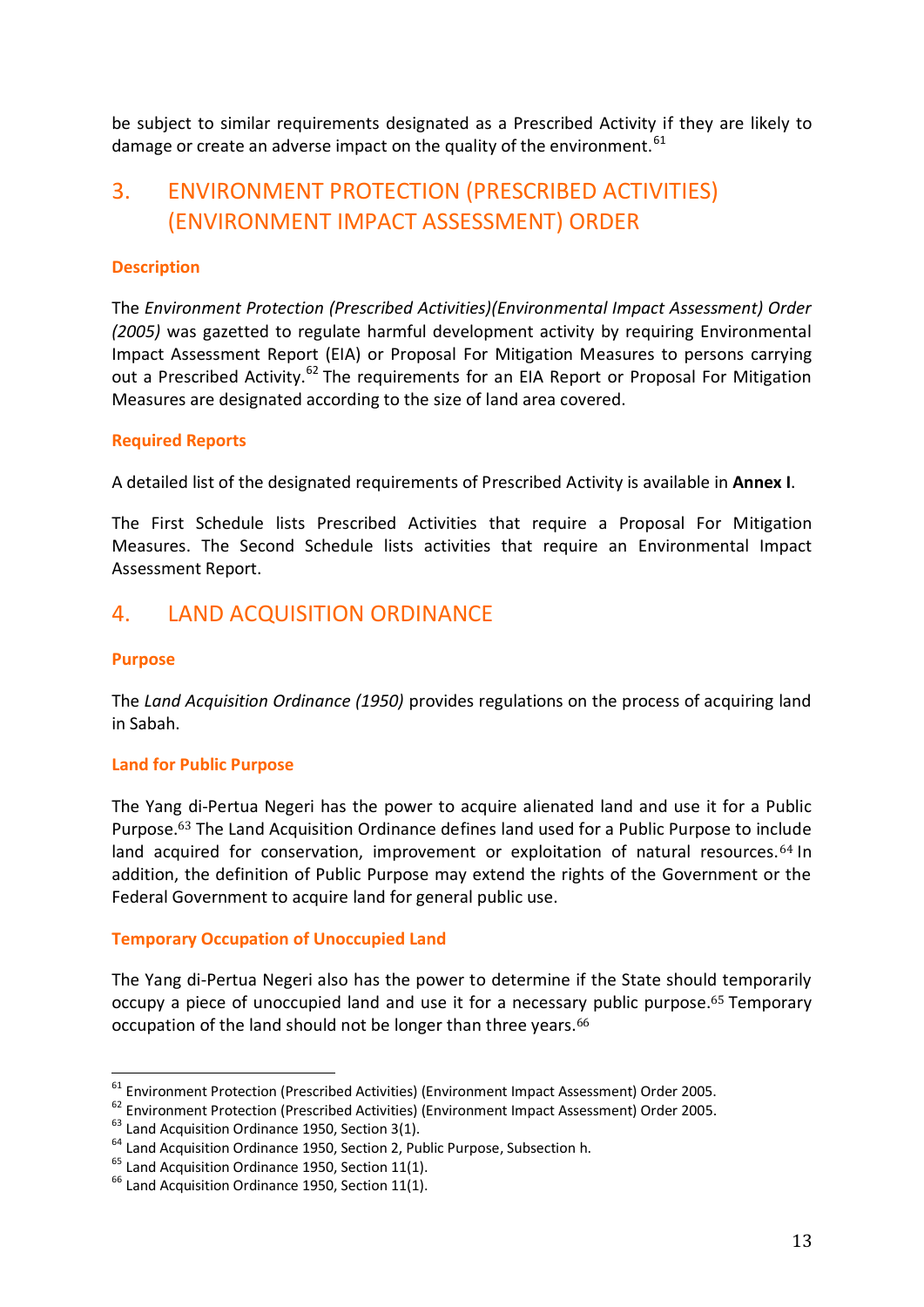be subject to similar requirements designated as a Prescribed Activity if they are likely to damage or create an adverse impact on the quality of the environment.[61]

## 3. ENVIRONMENT PROTECTION (PRESCRIBED ACTIVITIES) (ENVIRONMENT IMPACT ASSESSMENT) ORDER

### Description

The *Environment Protection (Prescribed Activities)(Environmental Impact Assessment) Order (2005)* was gazetted to regulate harmful development activity by requiring Environmental Impact Assessment Report (EIA) or Proposal For Mitigation Measures to persons carrying out a Prescribed Activity.[62] The requirements for an EIA Report or Proposal For Mitigation Measures are designated according to the size of land area covered.

### Required Reports

A detailed list of the designated requirements of Prescribed Activity is available in **Annex I**.

The First Schedule lists Prescribed Activities that require a Proposal For Mitigation Measures. The Second Schedule lists activities that require an Environmental Impact Assessment Report.

## 4. LAND ACQUISITION ORDINANCE

### Purpose

The *Land Acquisition Ordinance (1950)* provides regulations on the process of acquiring land in Sabah.

### Land for Public Purpose

The Yang di-Pertua Negeri has the power to acquire alienated land and use it for a Public Purpose.[63] The Land Acquisition Ordinance defines land used for a Public Purpose to include land acquired for conservation, improvement or exploitation of natural resources.[64] In addition, the definition of Public Purpose may extend the rights of the Government or the Federal Government to acquire land for general public use.

### Temporary Occupation of Unoccupied Land

The Yang di-Pertua Negeri also has the power to determine if the State should temporarily occupy a piece of unoccupied land and use it for a necessary public purpose.[65] Temporary occupation of the land should not be longer than three years.[66]

---

[61] Environment Protection (Prescribed Activities) (Environment Impact Assessment) Order 2005.
[62] Environment Protection (Prescribed Activities) (Environment Impact Assessment) Order 2005.
[63] Land Acquisition Ordinance 1950, Section 3(1).
[64] Land Acquisition Ordinance 1950, Section 2, Public Purpose, Subsection h.
[65] Land Acquisition Ordinance 1950, Section 11(1).
[66] Land Acquisition Ordinance 1950, Section 11(1).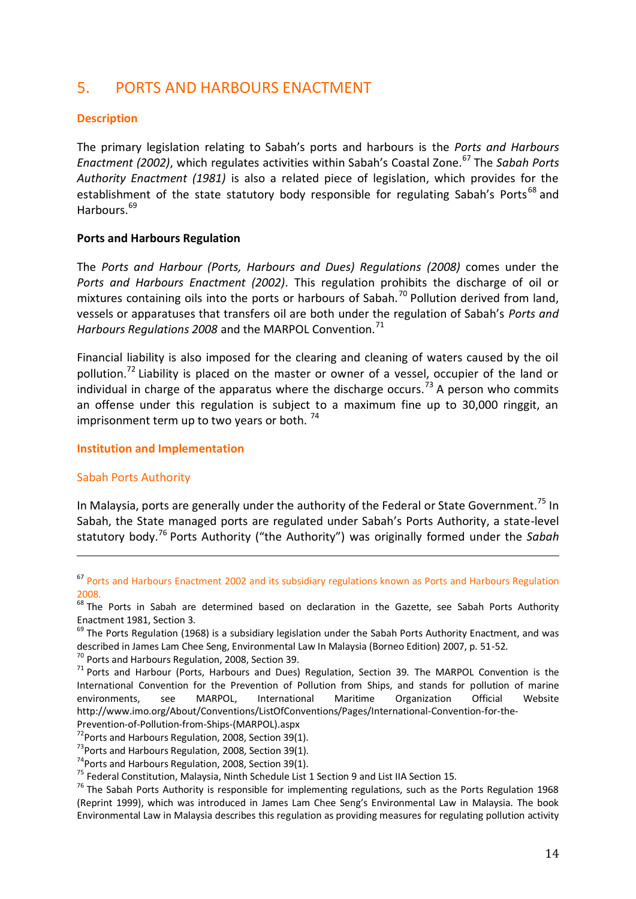## 5. PORTS AND HARBOURS ENACTMENT

### Description

The primary legislation relating to Sabah's ports and harbours is the *Ports and Harbours Enactment (2002)*, which regulates activities within Sabah's Coastal Zone.[67] The *Sabah Ports Authority Enactment (1981)* is also a related piece of legislation, which provides for the establishment of the state statutory body responsible for regulating Sabah's Ports[68] and Harbours.[69]

**Ports and Harbours Regulation**

The *Ports and Harbour (Ports, Harbours and Dues) Regulations (2008)* comes under the *Ports and Harbours Enactment (2002)*. This regulation prohibits the discharge of oil or mixtures containing oils into the ports or harbours of Sabah.[70] Pollution derived from land, vessels or apparatuses that transfers oil are both under the regulation of Sabah's *Ports and Harbours Regulations 2008* and the MARPOL Convention.[71]

Financial liability is also imposed for the clearing and cleaning of waters caused by the oil pollution.[72] Liability is placed on the master or owner of a vessel, occupier of the land or individual in charge of the apparatus where the discharge occurs.[73] A person who commits an offense under this regulation is subject to a maximum fine up to 30,000 ringgit, an imprisonment term up to two years or both. [74]

### Institution and Implementation

#### Sabah Ports Authority

In Malaysia, ports are generally under the authority of the Federal or State Government.[75] In Sabah, the State managed ports are regulated under Sabah's Ports Authority, a state-level statutory body.[76] Ports Authority ("the Authority") was originally formed under the *Sabah*

---

[67] Ports and Harbours Enactment 2002 and its subsidiary regulations known as Ports and Harbours Regulation 2008.

[68] The Ports in Sabah are determined based on declaration in the Gazette, see Sabah Ports Authority Enactment 1981, Section 3.

[69] The Ports Regulation (1968) is a subsidiary legislation under the Sabah Ports Authority Enactment, and was described in James Lam Chee Seng, Environmental Law In Malaysia (Borneo Edition) 2007, p. 51-52.

[70] Ports and Harbours Regulation, 2008, Section 39.

[71] Ports and Harbour (Ports, Harbours and Dues) Regulation, Section 39. The MARPOL Convention is the International Convention for the Prevention of Pollution from Ships, and stands for pollution of marine environments, see MARPOL, International Maritime Organization Official Website http://www.imo.org/About/Conventions/ListOfConventions/Pages/International-Convention-for-the-Prevention-of-Pollution-from-Ships-(MARPOL).aspx

[72] Ports and Harbours Regulation, 2008, Section 39(1).

[73] Ports and Harbours Regulation, 2008, Section 39(1).

[74] Ports and Harbours Regulation, 2008, Section 39(1).

[75] Federal Constitution, Malaysia, Ninth Schedule List 1 Section 9 and List IIA Section 15.

[76] The Sabah Ports Authority is responsible for implementing regulations, such as the Ports Regulation 1968 (Reprint 1999), which was introduced in James Lam Chee Seng's Environmental Law in Malaysia. The book Environmental Law in Malaysia describes this regulation as providing measures for regulating pollution activity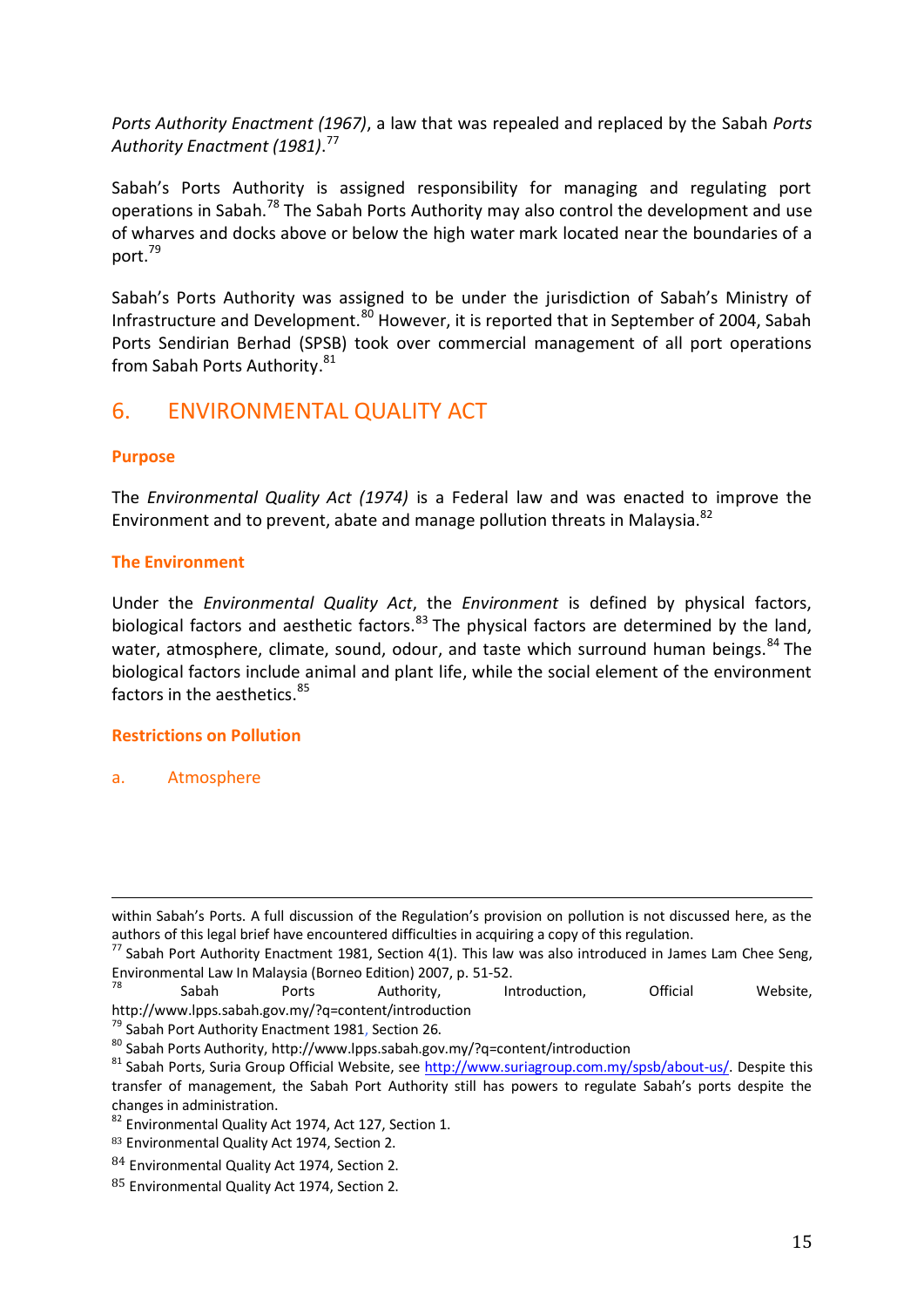*Ports Authority Enactment (1967)*, a law that was repealed and replaced by the Sabah *Ports Authority Enactment (1981)*.[77]

Sabah's Ports Authority is assigned responsibility for managing and regulating port operations in Sabah.[78] The Sabah Ports Authority may also control the development and use of wharves and docks above or below the high water mark located near the boundaries of a port.[79]

Sabah's Ports Authority was assigned to be under the jurisdiction of Sabah's Ministry of Infrastructure and Development.[80] However, it is reported that in September of 2004, Sabah Ports Sendirian Berhad (SPSB) took over commercial management of all port operations from Sabah Ports Authority.[81]

## 6. ENVIRONMENTAL QUALITY ACT

### Purpose

The *Environmental Quality Act (1974)* is a Federal law and was enacted to improve the Environment and to prevent, abate and manage pollution threats in Malaysia.[82]

### The Environment

Under the *Environmental Quality Act*, the *Environment* is defined by physical factors, biological factors and aesthetic factors.[83] The physical factors are determined by the land, water, atmosphere, climate, sound, odour, and taste which surround human beings.[84] The biological factors include animal and plant life, while the social element of the environment factors in the aesthetics.[85]

### Restrictions on Pollution

#### a. Atmosphere

---

within Sabah's Ports. A full discussion of the Regulation's provision on pollution is not discussed here, as the authors of this legal brief have encountered difficulties in acquiring a copy of this regulation.

[77] Sabah Port Authority Enactment 1981, Section 4(1). This law was also introduced in James Lam Chee Seng, Environmental Law In Malaysia (Borneo Edition) 2007, p. 51-52.

[78] Sabah Ports Authority, Introduction, Official Website, http://www.lpps.sabah.gov.my/?q=content/introduction

[79] Sabah Port Authority Enactment 1981, Section 26.

[80] Sabah Ports Authority, http://www.lpps.sabah.gov.my/?q=content/introduction

[81] Sabah Ports, Suria Group Official Website, see http://www.suriagroup.com.my/spsb/about-us/. Despite this transfer of management, the Sabah Port Authority still has powers to regulate Sabah's ports despite the changes in administration.

[82] Environmental Quality Act 1974, Act 127, Section 1.

[83] Environmental Quality Act 1974, Section 2.

[84] Environmental Quality Act 1974, Section 2.

[85] Environmental Quality Act 1974, Section 2.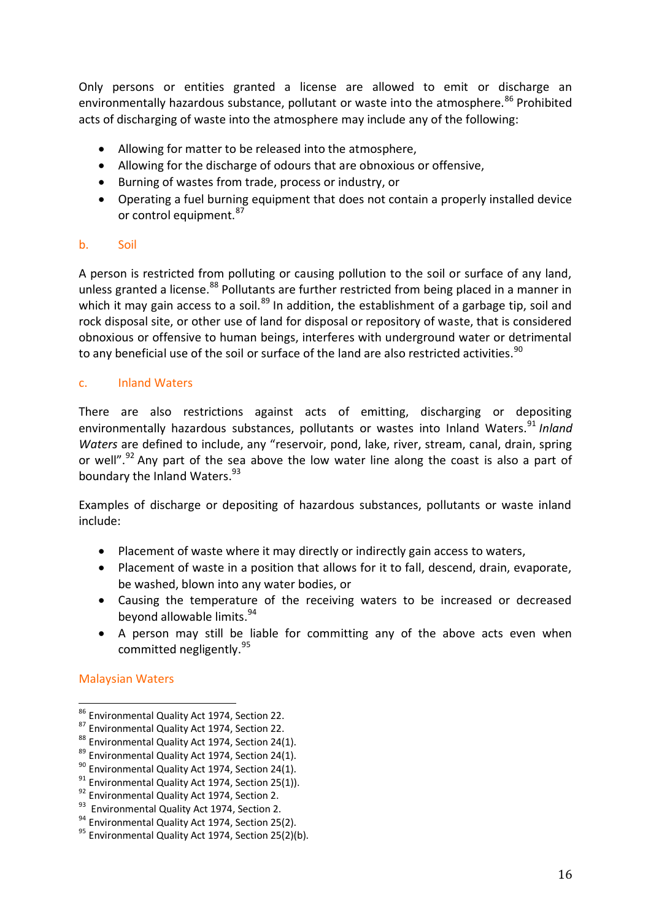Only persons or entities granted a license are allowed to emit or discharge an environmentally hazardous substance, pollutant or waste into the atmosphere.[86] Prohibited acts of discharging of waste into the atmosphere may include any of the following:

- Allowing for matter to be released into the atmosphere,
- Allowing for the discharge of odours that are obnoxious or offensive,
- Burning of wastes from trade, process or industry, or
- Operating a fuel burning equipment that does not contain a properly installed device or control equipment.[87]

### b. Soil

A person is restricted from polluting or causing pollution to the soil or surface of any land, unless granted a license.[88] Pollutants are further restricted from being placed in a manner in which it may gain access to a soil.[89] In addition, the establishment of a garbage tip, soil and rock disposal site, or other use of land for disposal or repository of waste, that is considered obnoxious or offensive to human beings, interferes with underground water or detrimental to any beneficial use of the soil or surface of the land are also restricted activities.[90]

### c. Inland Waters

There are also restrictions against acts of emitting, discharging or depositing environmentally hazardous substances, pollutants or wastes into Inland Waters.[91] *Inland Waters* are defined to include, any "reservoir, pond, lake, river, stream, canal, drain, spring or well".[92] Any part of the sea above the low water line along the coast is also a part of boundary the Inland Waters.[93]

Examples of discharge or depositing of hazardous substances, pollutants or waste inland include:

- Placement of waste where it may directly or indirectly gain access to waters,
- Placement of waste in a position that allows for it to fall, descend, drain, evaporate, be washed, blown into any water bodies, or
- Causing the temperature of the receiving waters to be increased or decreased beyond allowable limits.[94]
- A person may still be liable for committing any of the above acts even when committed negligently.[95]

### Malaysian Waters

---

[86] Environmental Quality Act 1974, Section 22.
[87] Environmental Quality Act 1974, Section 22.
[88] Environmental Quality Act 1974, Section 24(1).
[89] Environmental Quality Act 1974, Section 24(1).
[90] Environmental Quality Act 1974, Section 24(1).
[91] Environmental Quality Act 1974, Section 25(1)).
[92] Environmental Quality Act 1974, Section 2.
[93] Environmental Quality Act 1974, Section 2.
[94] Environmental Quality Act 1974, Section 25(2).
[95] Environmental Quality Act 1974, Section 25(2)(b).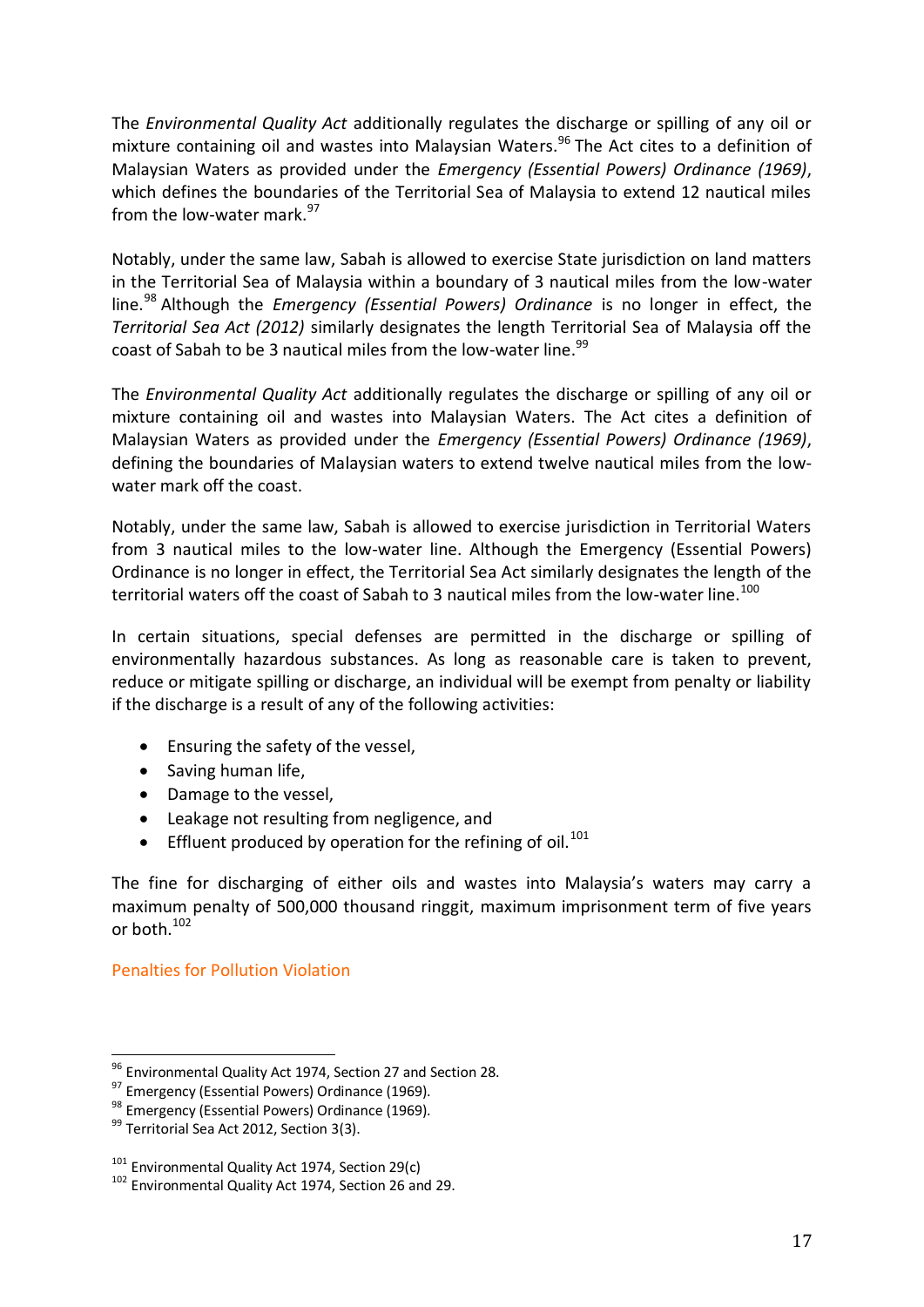The *Environmental Quality Act* additionally regulates the discharge or spilling of any oil or mixture containing oil and wastes into Malaysian Waters.[96] The Act cites to a definition of Malaysian Waters as provided under the *Emergency (Essential Powers) Ordinance (1969)*, which defines the boundaries of the Territorial Sea of Malaysia to extend 12 nautical miles from the low-water mark.[97]

Notably, under the same law, Sabah is allowed to exercise State jurisdiction on land matters in the Territorial Sea of Malaysia within a boundary of 3 nautical miles from the low-water line.[98] Although the *Emergency (Essential Powers) Ordinance* is no longer in effect, the *Territorial Sea Act (2012)* similarly designates the length Territorial Sea of Malaysia off the coast of Sabah to be 3 nautical miles from the low-water line.[99]

The *Environmental Quality Act* additionally regulates the discharge or spilling of any oil or mixture containing oil and wastes into Malaysian Waters. The Act cites a definition of Malaysian Waters as provided under the *Emergency (Essential Powers) Ordinance (1969)*, defining the boundaries of Malaysian waters to extend twelve nautical miles from the low-water mark off the coast.

Notably, under the same law, Sabah is allowed to exercise jurisdiction in Territorial Waters from 3 nautical miles to the low-water line. Although the Emergency (Essential Powers) Ordinance is no longer in effect, the Territorial Sea Act similarly designates the length of the territorial waters off the coast of Sabah to 3 nautical miles from the low-water line.[100]

In certain situations, special defenses are permitted in the discharge or spilling of environmentally hazardous substances. As long as reasonable care is taken to prevent, reduce or mitigate spilling or discharge, an individual will be exempt from penalty or liability if the discharge is a result of any of the following activities:

- Ensuring the safety of the vessel,
- Saving human life,
- Damage to the vessel,
- Leakage not resulting from negligence, and
- Effluent produced by operation for the refining of oil.[101]

The fine for discharging of either oils and wastes into Malaysia's waters may carry a maximum penalty of 500,000 thousand ringgit, maximum imprisonment term of five years or both.[102]

## Penalties for Pollution Violation

---

[96] Environmental Quality Act 1974, Section 27 and Section 28.
[97] Emergency (Essential Powers) Ordinance (1969).
[98] Emergency (Essential Powers) Ordinance (1969).
[99] Territorial Sea Act 2012, Section 3(3).

[101] Environmental Quality Act 1974, Section 29(c)
[102] Environmental Quality Act 1974, Section 26 and 29.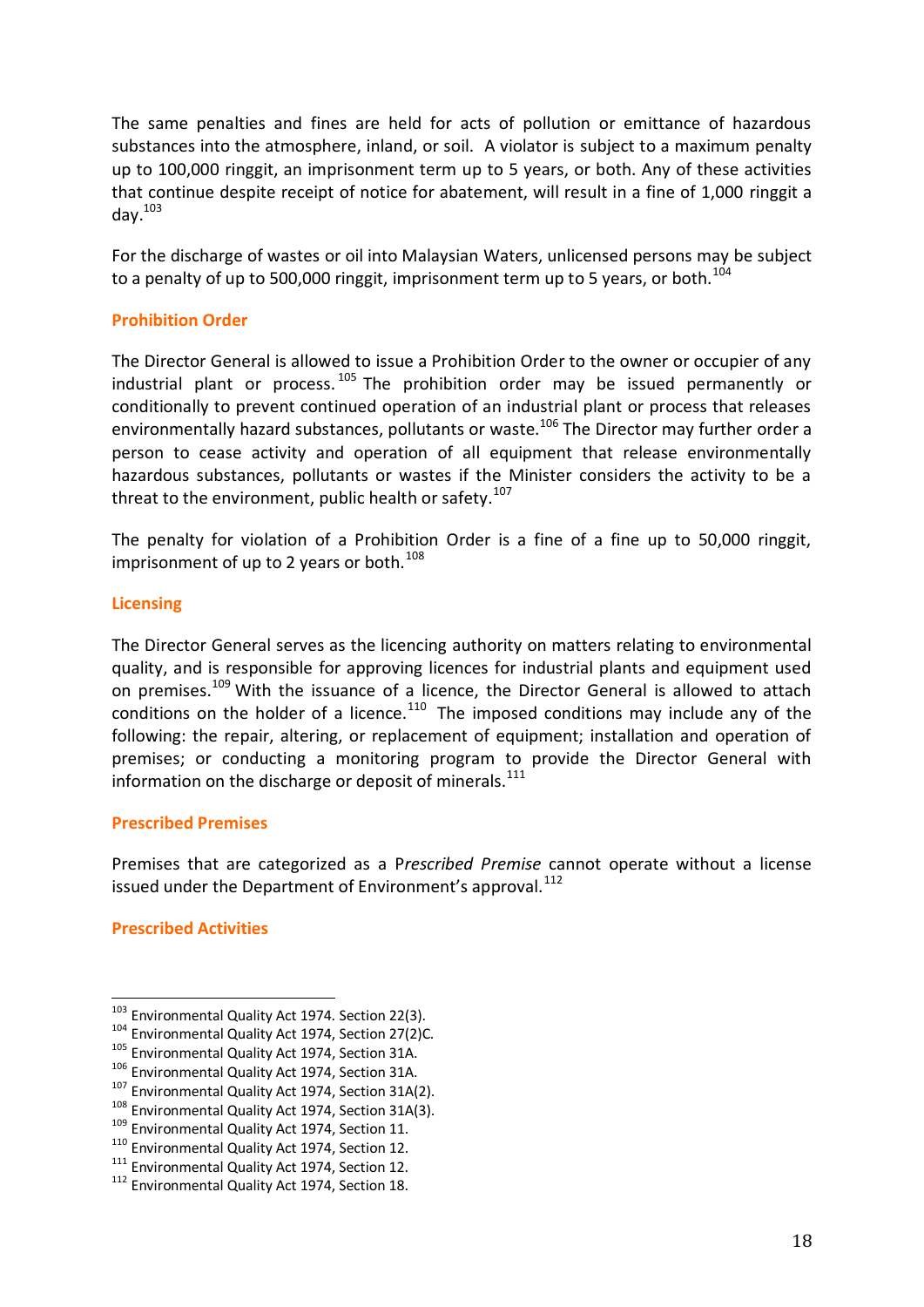The same penalties and fines are held for acts of pollution or emittance of hazardous substances into the atmosphere, inland, or soil. A violator is subject to a maximum penalty up to 100,000 ringgit, an imprisonment term up to 5 years, or both. Any of these activities that continue despite receipt of notice for abatement, will result in a fine of 1,000 ringgit a day.[103]

For the discharge of wastes or oil into Malaysian Waters, unlicensed persons may be subject to a penalty of up to 500,000 ringgit, imprisonment term up to 5 years, or both.[104]

### Prohibition Order

The Director General is allowed to issue a Prohibition Order to the owner or occupier of any industrial plant or process.[105] The prohibition order may be issued permanently or conditionally to prevent continued operation of an industrial plant or process that releases environmentally hazard substances, pollutants or waste.[106] The Director may further order a person to cease activity and operation of all equipment that release environmentally hazardous substances, pollutants or wastes if the Minister considers the activity to be a threat to the environment, public health or safety.[107]

The penalty for violation of a Prohibition Order is a fine of a fine up to 50,000 ringgit, imprisonment of up to 2 years or both.[108]

### Licensing

The Director General serves as the licencing authority on matters relating to environmental quality, and is responsible for approving licences for industrial plants and equipment used on premises.[109] With the issuance of a licence, the Director General is allowed to attach conditions on the holder of a licence.[110] The imposed conditions may include any of the following: the repair, altering, or replacement of equipment; installation and operation of premises; or conducting a monitoring program to provide the Director General with information on the discharge or deposit of minerals.[111]

### Prescribed Premises

Premises that are categorized as a P*rescribed Premise* cannot operate without a license issued under the Department of Environment's approval.[112]

### Prescribed Activities

---

[103] Environmental Quality Act 1974. Section 22(3).
[104] Environmental Quality Act 1974, Section 27(2)C.
[105] Environmental Quality Act 1974, Section 31A.
[106] Environmental Quality Act 1974, Section 31A.
[107] Environmental Quality Act 1974, Section 31A(2).
[108] Environmental Quality Act 1974, Section 31A(3).
[109] Environmental Quality Act 1974, Section 11.
[110] Environmental Quality Act 1974, Section 12.
[111] Environmental Quality Act 1974, Section 12.
[112] Environmental Quality Act 1974, Section 18.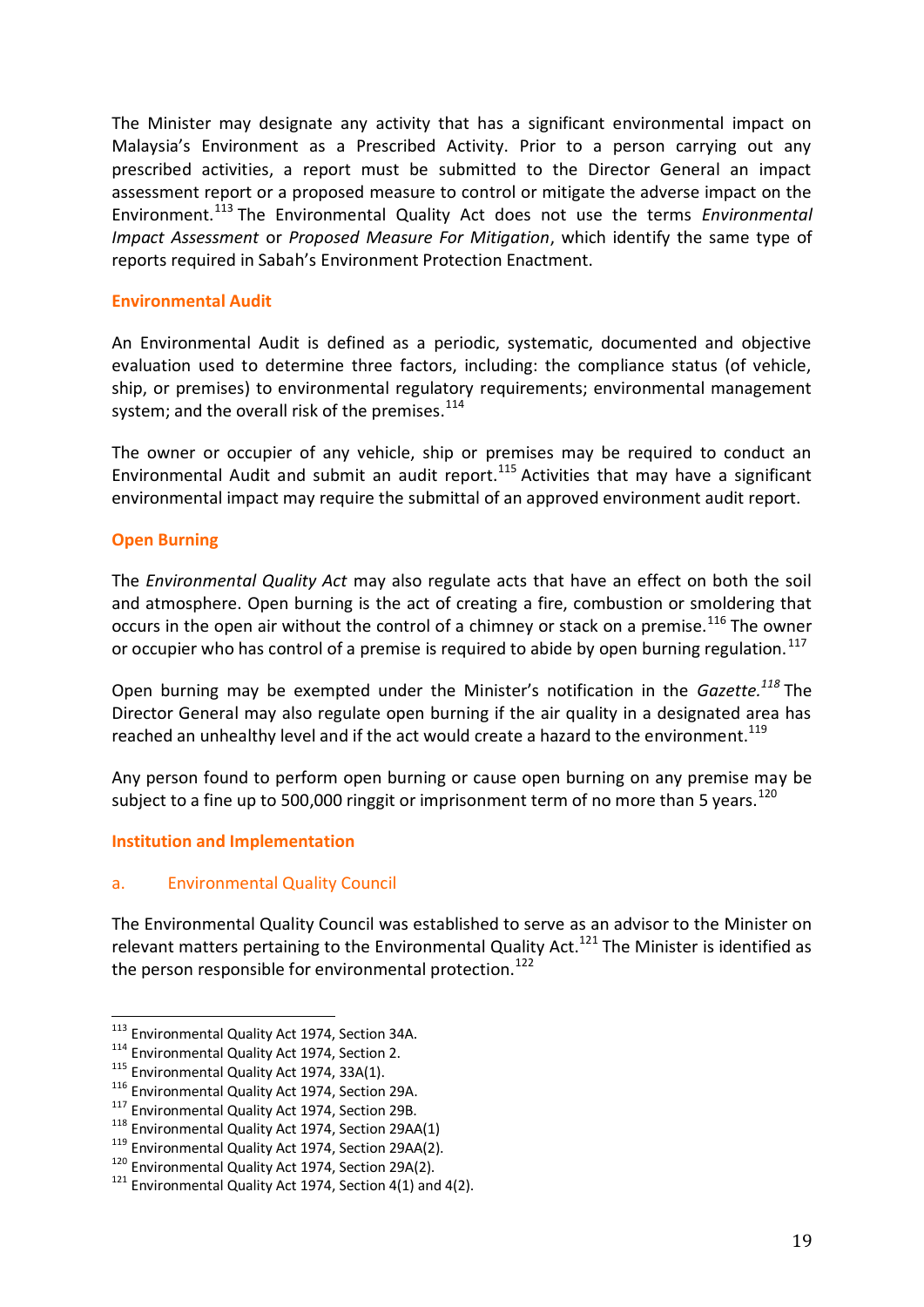The Minister may designate any activity that has a significant environmental impact on Malaysia's Environment as a Prescribed Activity. Prior to a person carrying out any prescribed activities, a report must be submitted to the Director General an impact assessment report or a proposed measure to control or mitigate the adverse impact on the Environment.[113] The Environmental Quality Act does not use the terms *Environmental Impact Assessment* or *Proposed Measure For Mitigation*, which identify the same type of reports required in Sabah's Environment Protection Enactment.

### Environmental Audit

An Environmental Audit is defined as a periodic, systematic, documented and objective evaluation used to determine three factors, including: the compliance status (of vehicle, ship, or premises) to environmental regulatory requirements; environmental management system; and the overall risk of the premises.[114]

The owner or occupier of any vehicle, ship or premises may be required to conduct an Environmental Audit and submit an audit report.[115] Activities that may have a significant environmental impact may require the submittal of an approved environment audit report.

### Open Burning

The *Environmental Quality Act* may also regulate acts that have an effect on both the soil and atmosphere. Open burning is the act of creating a fire, combustion or smoldering that occurs in the open air without the control of a chimney or stack on a premise.[116] The owner or occupier who has control of a premise is required to abide by open burning regulation.[117]

Open burning may be exempted under the Minister's notification in the *Gazette.*[118] The Director General may also regulate open burning if the air quality in a designated area has reached an unhealthy level and if the act would create a hazard to the environment.[119]

Any person found to perform open burning or cause open burning on any premise may be subject to a fine up to 500,000 ringgit or imprisonment term of no more than 5 years.[120]

### Institution and Implementation

#### a. Environmental Quality Council

The Environmental Quality Council was established to serve as an advisor to the Minister on relevant matters pertaining to the Environmental Quality Act.[121] The Minister is identified as the person responsible for environmental protection.[122]

---

[113] Environmental Quality Act 1974, Section 34A.
[114] Environmental Quality Act 1974, Section 2.
[115] Environmental Quality Act 1974, 33A(1).
[116] Environmental Quality Act 1974, Section 29A.
[117] Environmental Quality Act 1974, Section 29B.
[118] Environmental Quality Act 1974, Section 29AA(1)
[119] Environmental Quality Act 1974, Section 29AA(2).
[120] Environmental Quality Act 1974, Section 29A(2).
[121] Environmental Quality Act 1974, Section 4(1) and 4(2).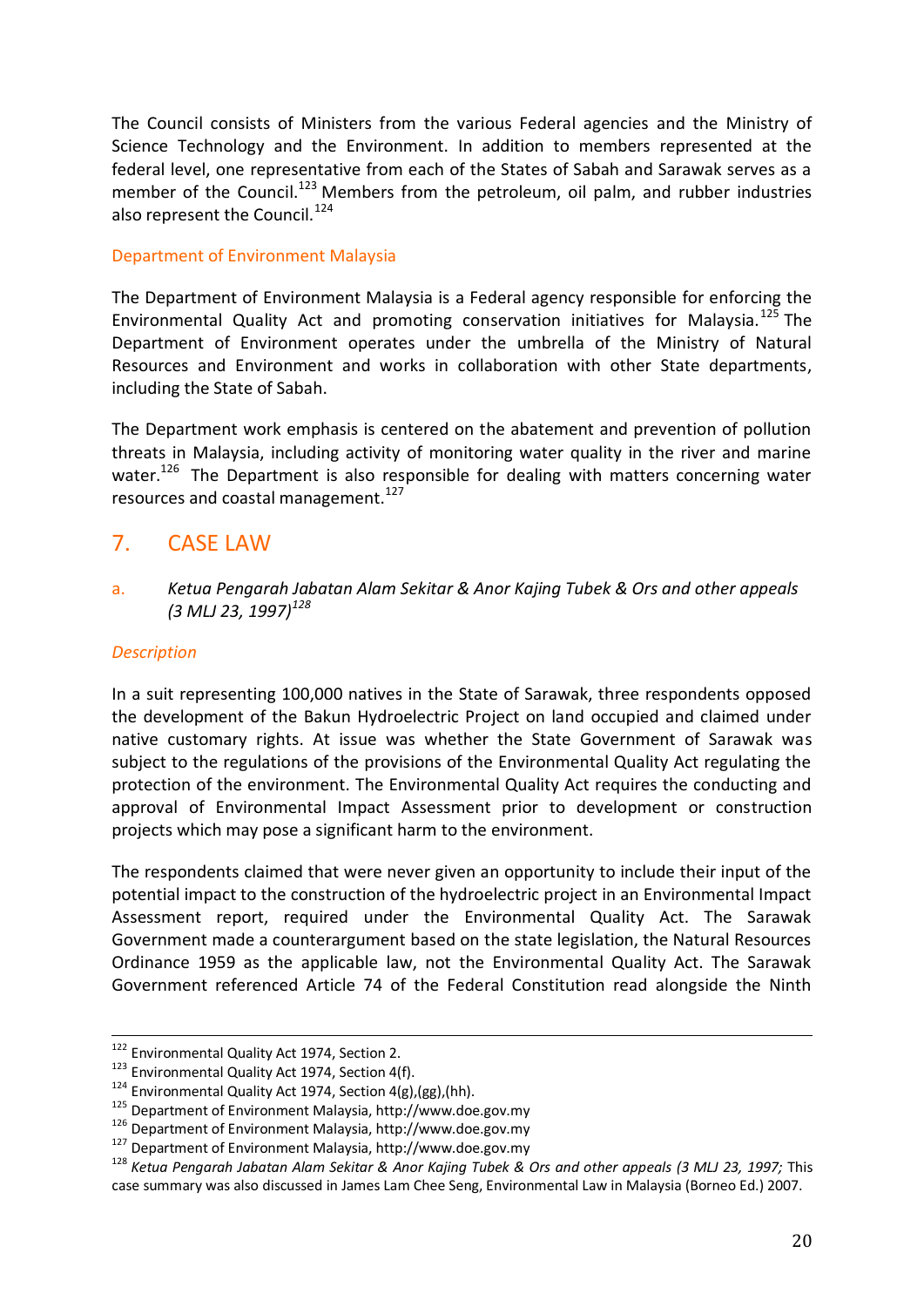The Council consists of Ministers from the various Federal agencies and the Ministry of Science Technology and the Environment. In addition to members represented at the federal level, one representative from each of the States of Sabah and Sarawak serves as a member of the Council.[123] Members from the petroleum, oil palm, and rubber industries also represent the Council.[124]

### Department of Environment Malaysia

The Department of Environment Malaysia is a Federal agency responsible for enforcing the Environmental Quality Act and promoting conservation initiatives for Malaysia.[125] The Department of Environment operates under the umbrella of the Ministry of Natural Resources and Environment and works in collaboration with other State departments, including the State of Sabah.

The Department work emphasis is centered on the abatement and prevention of pollution threats in Malaysia, including activity of monitoring water quality in the river and marine water.[126] The Department is also responsible for dealing with matters concerning water resources and coastal management.[127]

## 7. CASE LAW

### a. *Ketua Pengarah Jabatan Alam Sekitar & Anor Kajing Tubek & Ors and other appeals (3 MLJ 23, 1997)*[128]

#### *Description*

In a suit representing 100,000 natives in the State of Sarawak, three respondents opposed the development of the Bakun Hydroelectric Project on land occupied and claimed under native customary rights. At issue was whether the State Government of Sarawak was subject to the regulations of the provisions of the Environmental Quality Act regulating the protection of the environment. The Environmental Quality Act requires the conducting and approval of Environmental Impact Assessment prior to development or construction projects which may pose a significant harm to the environment.

The respondents claimed that were never given an opportunity to include their input of the potential impact to the construction of the hydroelectric project in an Environmental Impact Assessment report, required under the Environmental Quality Act. The Sarawak Government made a counterargument based on the state legislation, the Natural Resources Ordinance 1959 as the applicable law, not the Environmental Quality Act. The Sarawak Government referenced Article 74 of the Federal Constitution read alongside the Ninth

---

[122] Environmental Quality Act 1974, Section 2.

[123] Environmental Quality Act 1974, Section 4(f).

[124] Environmental Quality Act 1974, Section 4(g),(gg),(hh).

[125] Department of Environment Malaysia, http://www.doe.gov.my

[126] Department of Environment Malaysia, http://www.doe.gov.my

[127] Department of Environment Malaysia, http://www.doe.gov.my

[128] *Ketua Pengarah Jabatan Alam Sekitar & Anor Kajing Tubek & Ors and other appeals (3 MLJ 23, 1997;* This case summary was also discussed in James Lam Chee Seng, Environmental Law in Malaysia (Borneo Ed.) 2007.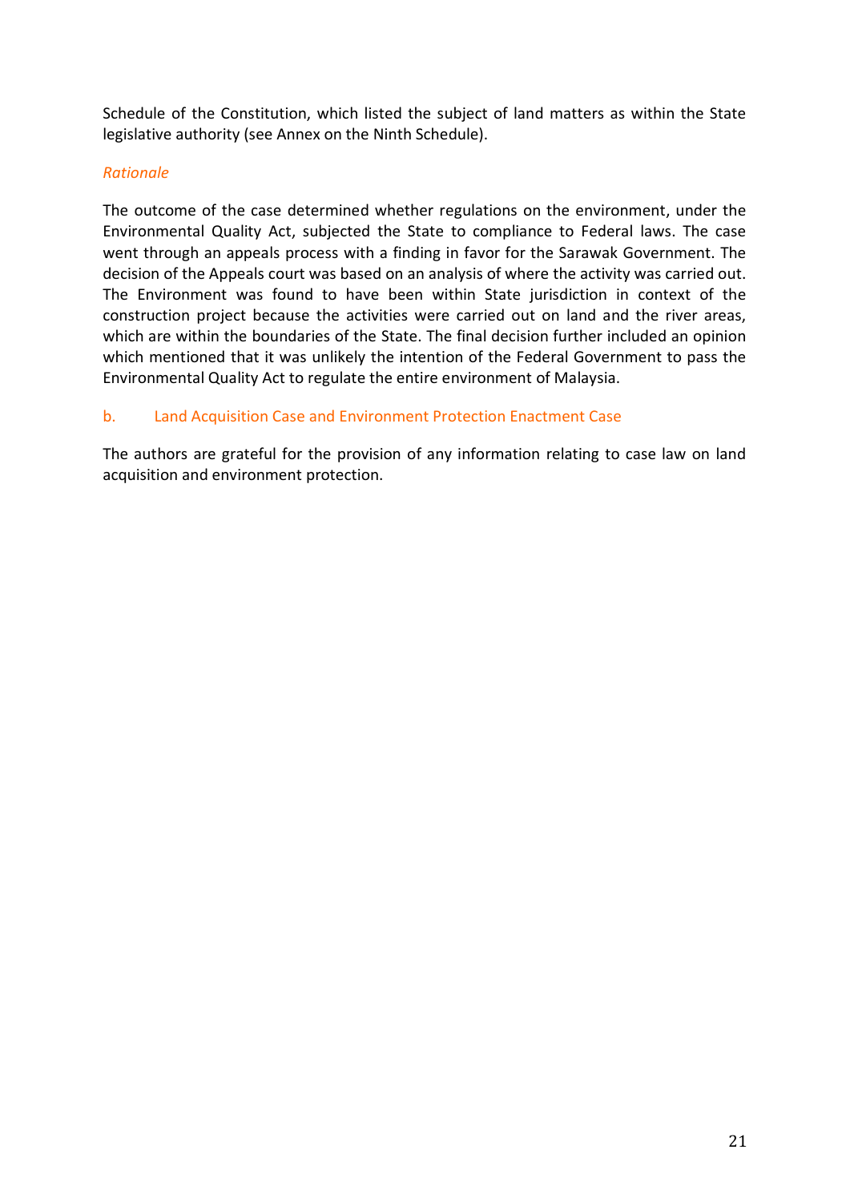Schedule of the Constitution, which listed the subject of land matters as within the State legislative authority (see Annex on the Ninth Schedule).

*Rationale*

The outcome of the case determined whether regulations on the environment, under the Environmental Quality Act, subjected the State to compliance to Federal laws. The case went through an appeals process with a finding in favor for the Sarawak Government. The decision of the Appeals court was based on an analysis of where the activity was carried out. The Environment was found to have been within State jurisdiction in context of the construction project because the activities were carried out on land and the river areas, which are within the boundaries of the State. The final decision further included an opinion which mentioned that it was unlikely the intention of the Federal Government to pass the Environmental Quality Act to regulate the entire environment of Malaysia.

### b. Land Acquisition Case and Environment Protection Enactment Case

The authors are grateful for the provision of any information relating to case law on land acquisition and environment protection.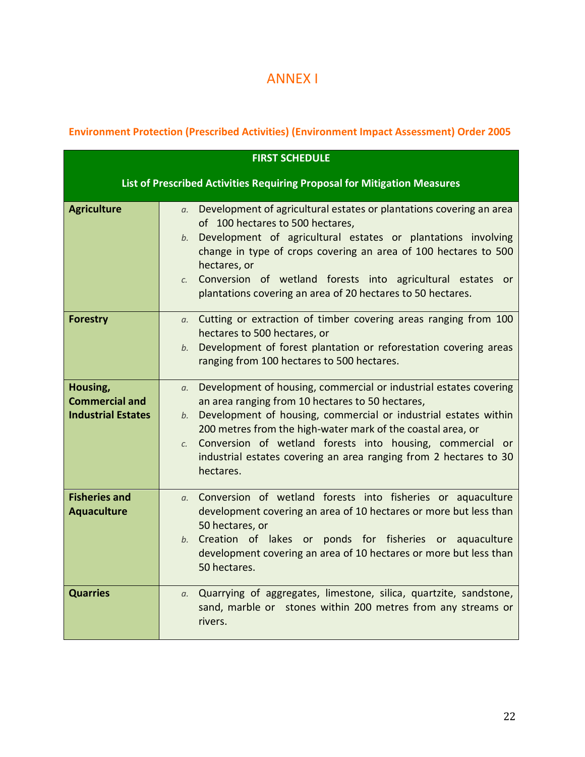# ANNEX I

### Environment Protection (Prescribed Activities) (Environment Impact Assessment) Order 2005

| FIRST SCHEDULE<br><br>List of Prescribed Activities Requiring Proposal for Mitigation Measures | |
|---|---|
| **Agriculture** | *a.* Development of agricultural estates or plantations covering an area of 100 hectares to 500 hectares,<br>*b.* Development of agricultural estates or plantations involving change in type of crops covering an area of 100 hectares to 500 hectares, or<br>*c.* Conversion of wetland forests into agricultural estates or plantations covering an area of 20 hectares to 50 hectares. |
| **Forestry** | *a.* Cutting or extraction of timber covering areas ranging from 100 hectares to 500 hectares, or<br>*b.* Development of forest plantation or reforestation covering areas ranging from 100 hectares to 500 hectares. |
| **Housing, Commercial and Industrial Estates** | *a.* Development of housing, commercial or industrial estates covering an area ranging from 10 hectares to 50 hectares,<br>*b.* Development of housing, commercial or industrial estates within 200 metres from the high-water mark of the coastal area, or<br>*c.* Conversion of wetland forests into housing, commercial or industrial estates covering an area ranging from 2 hectares to 30 hectares. |
| **Fisheries and Aquaculture** | *a.* Conversion of wetland forests into fisheries or aquaculture development covering an area of 10 hectares or more but less than 50 hectares, or<br>*b.* Creation of lakes or ponds for fisheries or aquaculture development covering an area of 10 hectares or more but less than 50 hectares. |
| **Quarries** | *a.* Quarrying of aggregates, limestone, silica, quartzite, sandstone, sand, marble or stones within 200 metres from any streams or rivers. |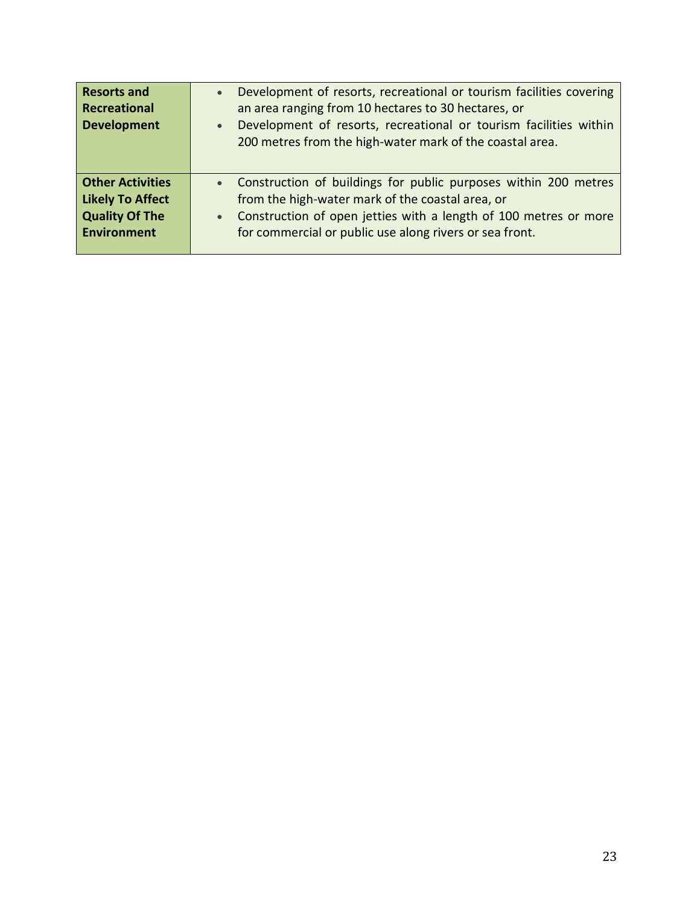| | |
|---|---|
| **Resorts and Recreational Development** | • Development of resorts, recreational or tourism facilities covering an area ranging from 10 hectares to 30 hectares, or<br>• Development of resorts, recreational or tourism facilities within 200 metres from the high-water mark of the coastal area. |
| **Other Activities Likely To Affect Quality Of The Environment** | • Construction of buildings for public purposes within 200 metres from the high-water mark of the coastal area, or<br>• Construction of open jetties with a length of 100 metres or more for commercial or public use along rivers or sea front. |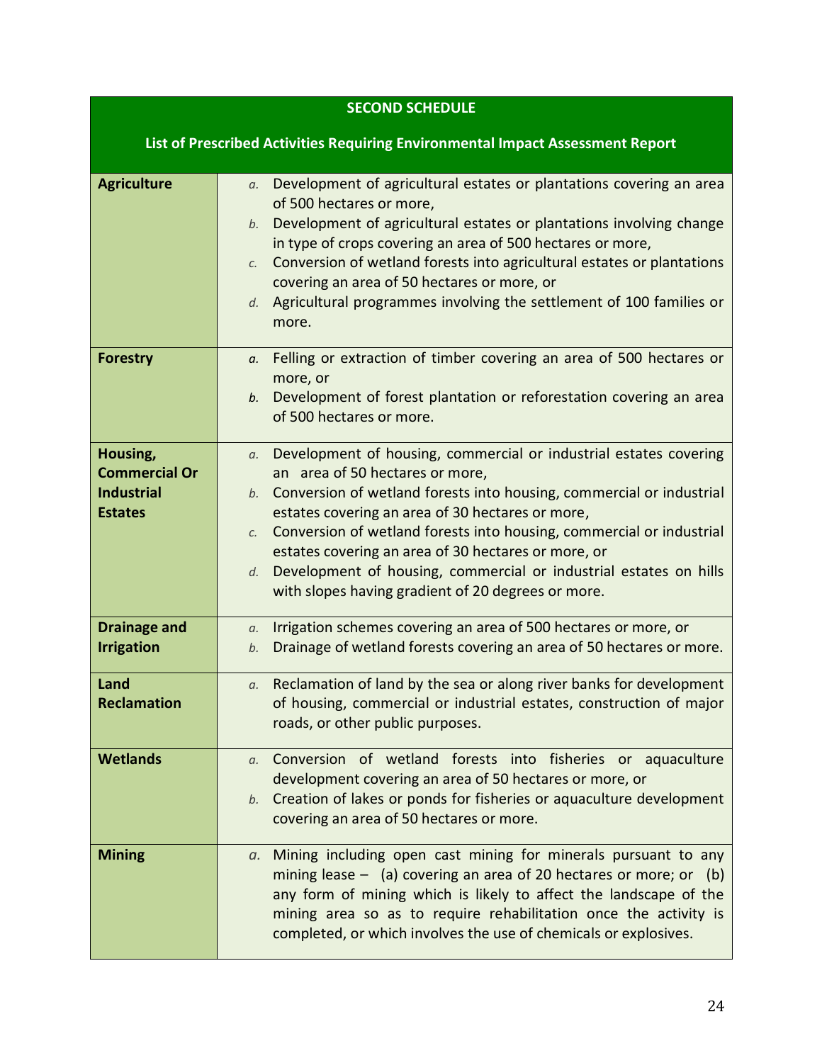| SECOND SCHEDULE<br><br>List of Prescribed Activities Requiring Environmental Impact Assessment Report | |
|---|---|
| **Agriculture** | a. Development of agricultural estates or plantations covering an area of 500 hectares or more,<br>b. Development of agricultural estates or plantations involving change in type of crops covering an area of 500 hectares or more,<br>c. Conversion of wetland forests into agricultural estates or plantations covering an area of 50 hectares or more, or<br>d. Agricultural programmes involving the settlement of 100 families or more. |
| **Forestry** | a. Felling or extraction of timber covering an area of 500 hectares or more, or<br>b. Development of forest plantation or reforestation covering an area of 500 hectares or more. |
| **Housing, Commercial Or Industrial Estates** | a. Development of housing, commercial or industrial estates covering an area of 50 hectares or more,<br>b. Conversion of wetland forests into housing, commercial or industrial estates covering an area of 30 hectares or more,<br>c. Conversion of wetland forests into housing, commercial or industrial estates covering an area of 30 hectares or more, or<br>d. Development of housing, commercial or industrial estates on hills with slopes having gradient of 20 degrees or more. |
| **Drainage and Irrigation** | a. Irrigation schemes covering an area of 500 hectares or more, or<br>b. Drainage of wetland forests covering an area of 50 hectares or more. |
| **Land Reclamation** | a. Reclamation of land by the sea or along river banks for development of housing, commercial or industrial estates, construction of major roads, or other public purposes. |
| **Wetlands** | a. Conversion of wetland forests into fisheries or aquaculture development covering an area of 50 hectares or more, or<br>b. Creation of lakes or ponds for fisheries or aquaculture development covering an area of 50 hectares or more. |
| **Mining** | a. Mining including open cast mining for minerals pursuant to any mining lease – (a) covering an area of 20 hectares or more; or (b) any form of mining which is likely to affect the landscape of the mining area so as to require rehabilitation once the activity is completed, or which involves the use of chemicals or explosives. |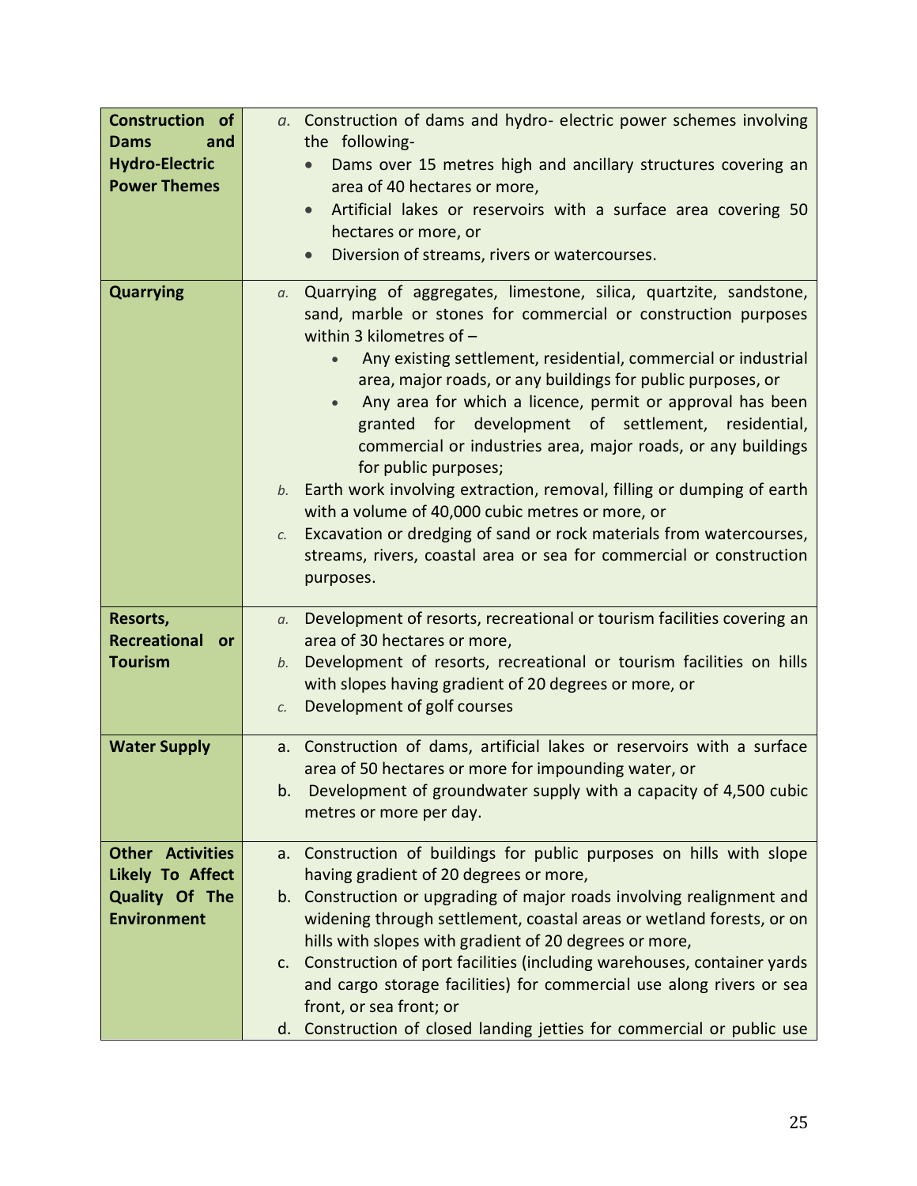| | |
|---|---|
| **Construction of Dams and Hydro-Electric Power Themes** | *a.* Construction of dams and hydro- electric power schemes involving the following-<br>• Dams over 15 metres high and ancillary structures covering an area of 40 hectares or more,<br>• Artificial lakes or reservoirs with a surface area covering 50 hectares or more, or<br>• Diversion of streams, rivers or watercourses. |
| **Quarrying** | *a.* Quarrying of aggregates, limestone, silica, quartzite, sandstone, sand, marble or stones for commercial or construction purposes within 3 kilometres of –<br>• Any existing settlement, residential, commercial or industrial area, major roads, or any buildings for public purposes, or<br>• Any area for which a licence, permit or approval has been granted for development of settlement, residential, commercial or industries area, major roads, or any buildings for public purposes;<br>*b.* Earth work involving extraction, removal, filling or dumping of earth with a volume of 40,000 cubic metres or more, or<br>*c.* Excavation or dredging of sand or rock materials from watercourses, streams, rivers, coastal area or sea for commercial or construction purposes. |
| **Resorts, Recreational or Tourism** | *a.* Development of resorts, recreational or tourism facilities covering an area of 30 hectares or more,<br>*b.* Development of resorts, recreational or tourism facilities on hills with slopes having gradient of 20 degrees or more, or<br>*c.* Development of golf courses |
| **Water Supply** | a. Construction of dams, artificial lakes or reservoirs with a surface area of 50 hectares or more for impounding water, or<br>b. Development of groundwater supply with a capacity of 4,500 cubic metres or more per day. |
| **Other Activities Likely To Affect Quality Of The Environment** | a. Construction of buildings for public purposes on hills with slope having gradient of 20 degrees or more,<br>b. Construction or upgrading of major roads involving realignment and widening through settlement, coastal areas or wetland forests, or on hills with slopes with gradient of 20 degrees or more,<br>c. Construction of port facilities (including warehouses, container yards and cargo storage facilities) for commercial use along rivers or sea front, or sea front; or<br>d. Construction of closed landing jetties for commercial or public use |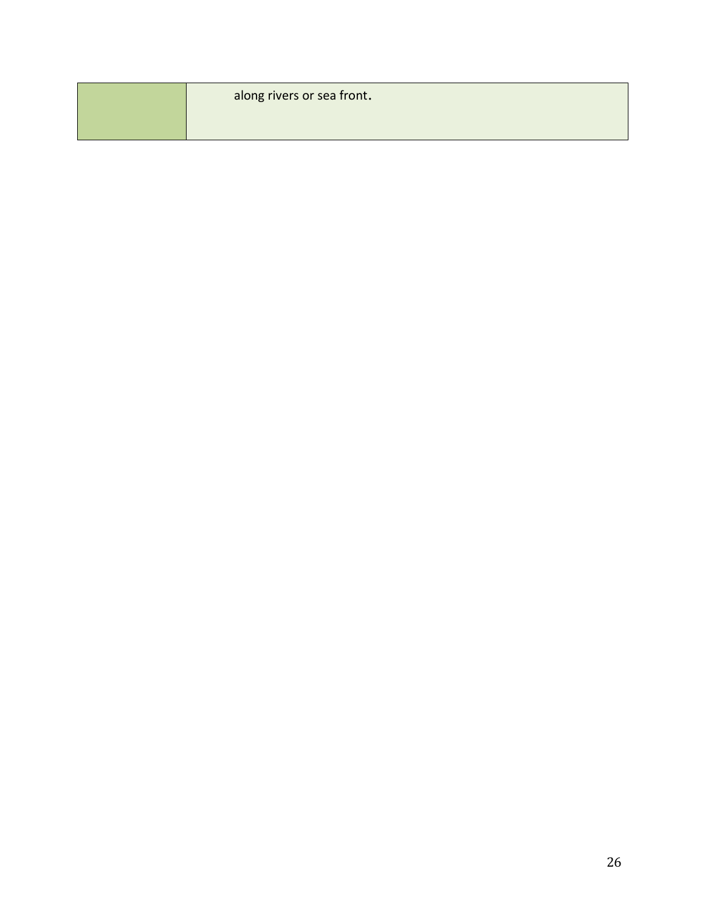| | |
|---|---|
| | along rivers or sea front. |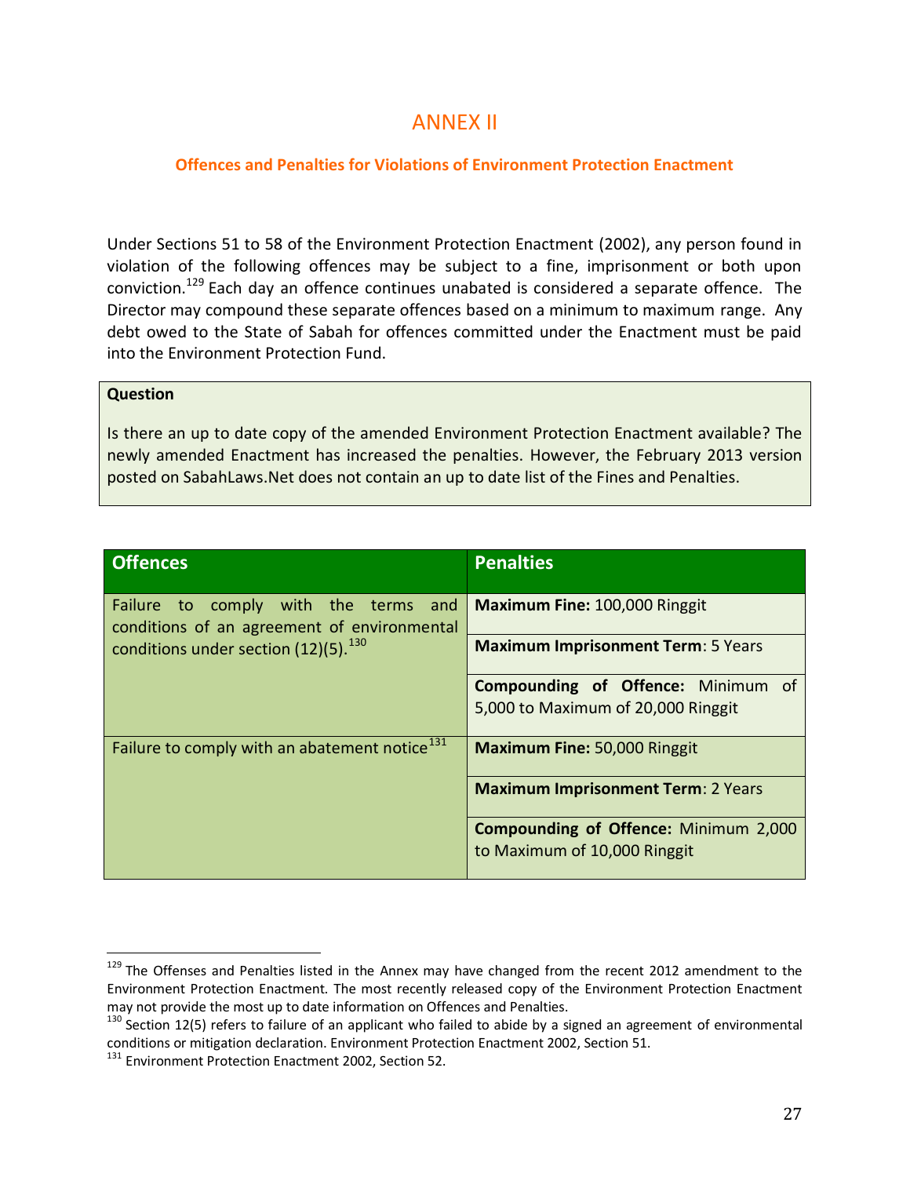# ANNEX II

### Offences and Penalties for Violations of Environment Protection Enactment

Under Sections 51 to 58 of the Environment Protection Enactment (2002), any person found in violation of the following offences may be subject to a fine, imprisonment or both upon conviction.[129] Each day an offence continues unabated is considered a separate offence. The Director may compound these separate offences based on a minimum to maximum range. Any debt owed to the State of Sabah for offences committed under the Enactment must be paid into the Environment Protection Fund.

> **Question**
>
> Is there an up to date copy of the amended Environment Protection Enactment available? The newly amended Enactment has increased the penalties. However, the February 2013 version posted on SabahLaws.Net does not contain an up to date list of the Fines and Penalties.

| Offences | Penalties |
|---|---|
| Failure to comply with the terms and conditions of an agreement of environmental conditions under section (12)(5).[130] | **Maximum Fine:** 100,000 Ringgit |
| | **Maximum Imprisonment Term**: 5 Years |
| | **Compounding of Offence:** Minimum of 5,000 to Maximum of 20,000 Ringgit |
| Failure to comply with an abatement notice[131] | **Maximum Fine:** 50,000 Ringgit |
| | **Maximum Imprisonment Term**: 2 Years |
| | **Compounding of Offence:** Minimum 2,000 to Maximum of 10,000 Ringgit |

---

[129] The Offenses and Penalties listed in the Annex may have changed from the recent 2012 amendment to the Environment Protection Enactment. The most recently released copy of the Environment Protection Enactment may not provide the most up to date information on Offences and Penalties.

[130] Section 12(5) refers to failure of an applicant who failed to abide by a signed an agreement of environmental conditions or mitigation declaration. Environment Protection Enactment 2002, Section 51.

[131] Environment Protection Enactment 2002, Section 52.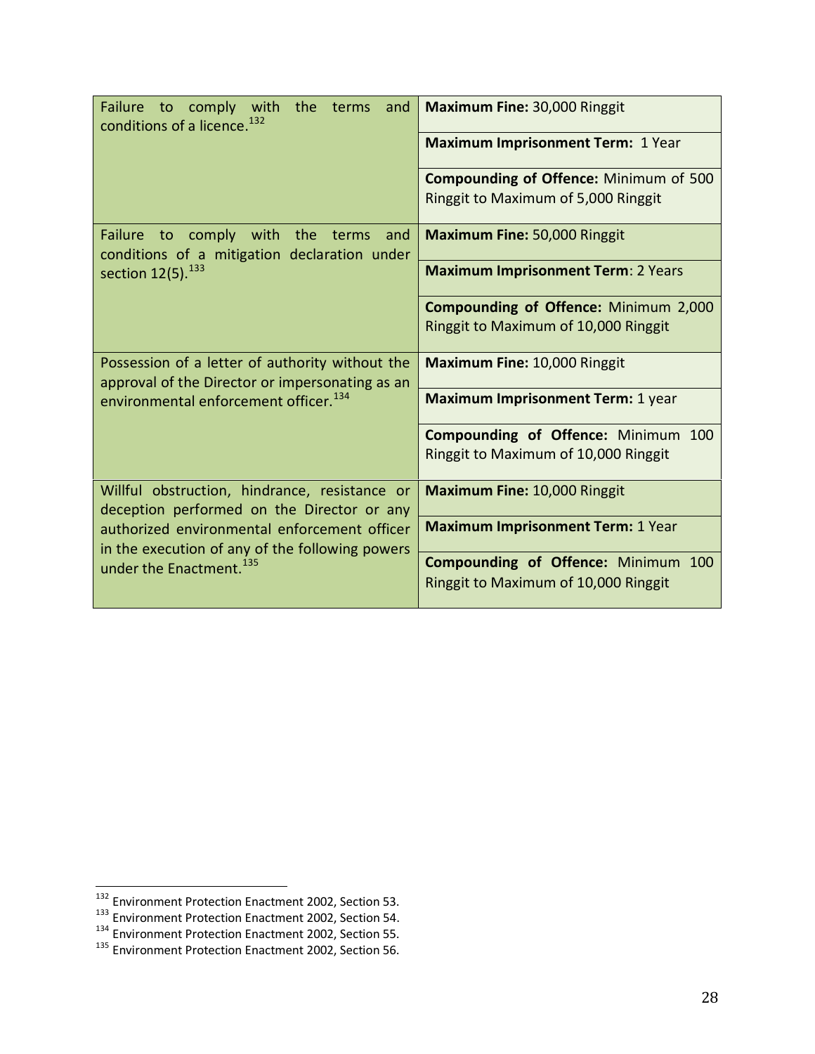| Offence | Penalty |
|---|---|
| Failure to comply with the terms and conditions of a licence.[132] | **Maximum Fine:** 30,000 Ringgit |
| | **Maximum Imprisonment Term:** 1 Year |
| | **Compounding of Offence:** Minimum of 500 Ringgit to Maximum of 5,000 Ringgit |
| Failure to comply with the terms and conditions of a mitigation declaration under section 12(5).[133] | **Maximum Fine:** 50,000 Ringgit |
| | **Maximum Imprisonment Term**: 2 Years |
| | **Compounding of Offence:** Minimum 2,000 Ringgit to Maximum of 10,000 Ringgit |
| Possession of a letter of authority without the approval of the Director or impersonating as an environmental enforcement officer.[134] | **Maximum Fine:** 10,000 Ringgit |
| | **Maximum Imprisonment Term:** 1 year |
| | **Compounding of Offence:** Minimum 100 Ringgit to Maximum of 10,000 Ringgit |
| Willful obstruction, hindrance, resistance or deception performed on the Director or any authorized environmental enforcement officer in the execution of any of the following powers under the Enactment.[135] | **Maximum Fine:** 10,000 Ringgit |
| | **Maximum Imprisonment Term:** 1 Year |
| | **Compounding of Offence:** Minimum 100 Ringgit to Maximum of 10,000 Ringgit |

[132] Environment Protection Enactment 2002, Section 53.
[133] Environment Protection Enactment 2002, Section 54.
[134] Environment Protection Enactment 2002, Section 55.
[135] Environment Protection Enactment 2002, Section 56.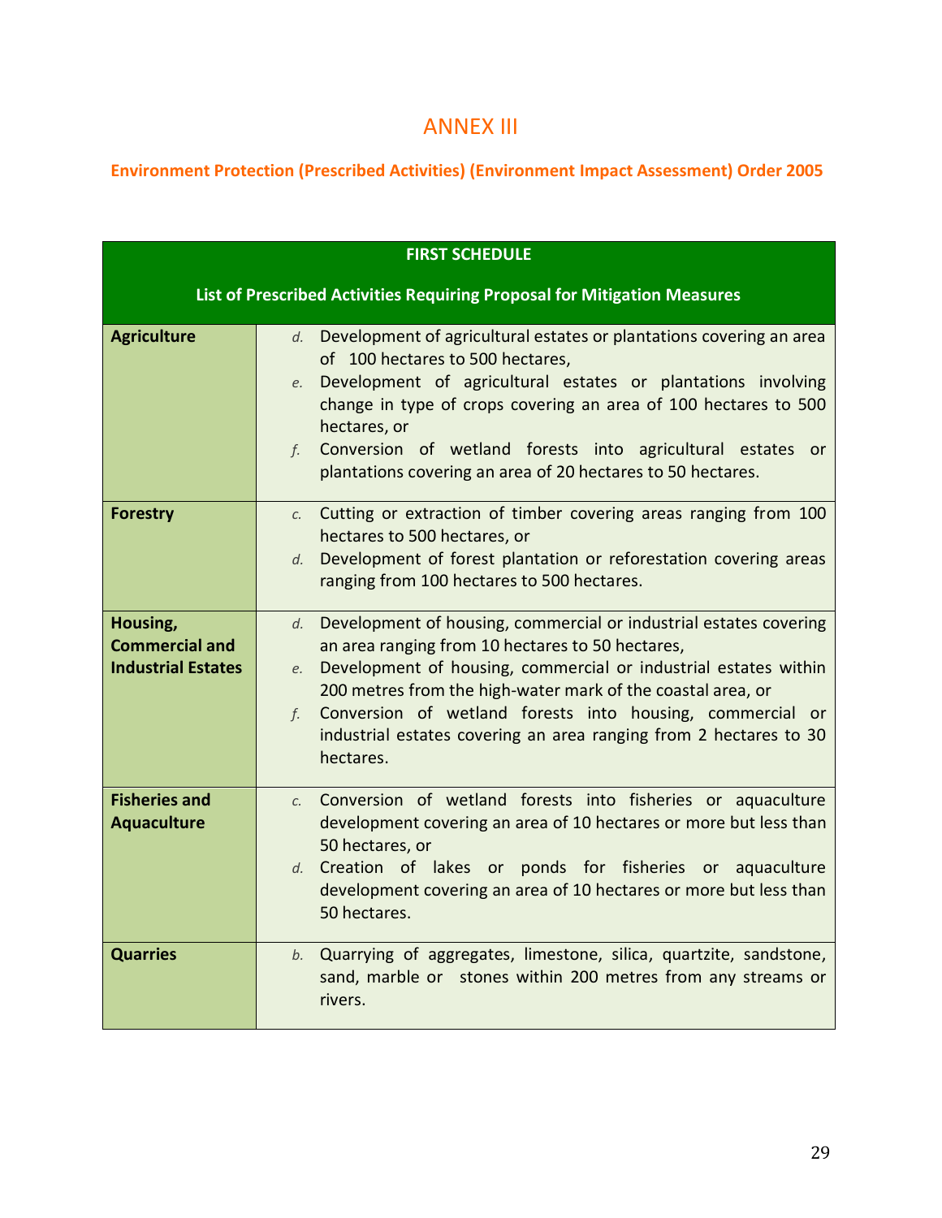# ANNEX III

## Environment Protection (Prescribed Activities) (Environment Impact Assessment) Order 2005

| FIRST SCHEDULE<br><br>List of Prescribed Activities Requiring Proposal for Mitigation Measures | |
|---|---|
| **Agriculture** | *d.* Development of agricultural estates or plantations covering an area of 100 hectares to 500 hectares,<br>*e.* Development of agricultural estates or plantations involving change in type of crops covering an area of 100 hectares to 500 hectares, or<br>*f.* Conversion of wetland forests into agricultural estates or plantations covering an area of 20 hectares to 50 hectares. |
| **Forestry** | *c.* Cutting or extraction of timber covering areas ranging from 100 hectares to 500 hectares, or<br>*d.* Development of forest plantation or reforestation covering areas ranging from 100 hectares to 500 hectares. |
| **Housing, Commercial and Industrial Estates** | *d.* Development of housing, commercial or industrial estates covering an area ranging from 10 hectares to 50 hectares,<br>*e.* Development of housing, commercial or industrial estates within 200 metres from the high-water mark of the coastal area, or<br>*f.* Conversion of wetland forests into housing, commercial or industrial estates covering an area ranging from 2 hectares to 30 hectares. |
| **Fisheries and Aquaculture** | *c.* Conversion of wetland forests into fisheries or aquaculture development covering an area of 10 hectares or more but less than 50 hectares, or<br>*d.* Creation of lakes or ponds for fisheries or aquaculture development covering an area of 10 hectares or more but less than 50 hectares. |
| **Quarries** | *b.* Quarrying of aggregates, limestone, silica, quartzite, sandstone, sand, marble or stones within 200 metres from any streams or rivers. |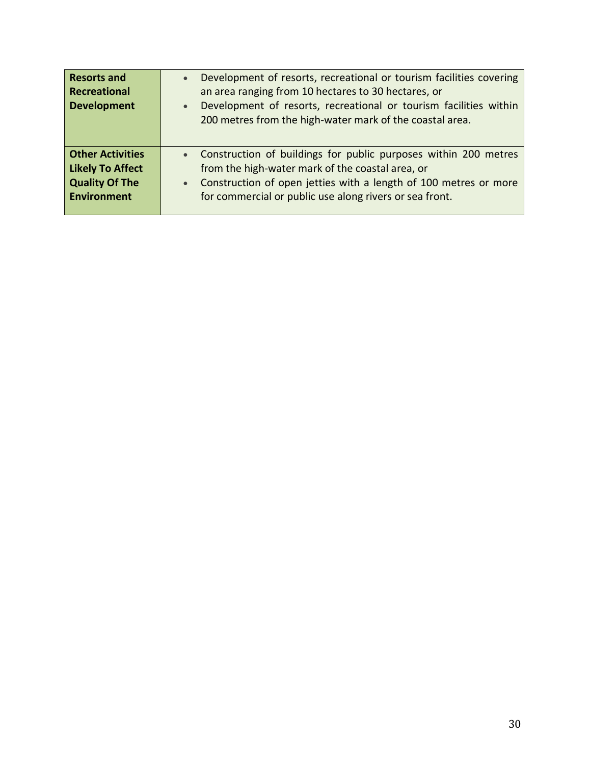| | |
|---|---|
| **Resorts and Recreational Development** | • Development of resorts, recreational or tourism facilities covering an area ranging from 10 hectares to 30 hectares, or<br>• Development of resorts, recreational or tourism facilities within 200 metres from the high-water mark of the coastal area. |
| **Other Activities Likely To Affect Quality Of The Environment** | • Construction of buildings for public purposes within 200 metres from the high-water mark of the coastal area, or<br>• Construction of open jetties with a length of 100 metres or more for commercial or public use along rivers or sea front. |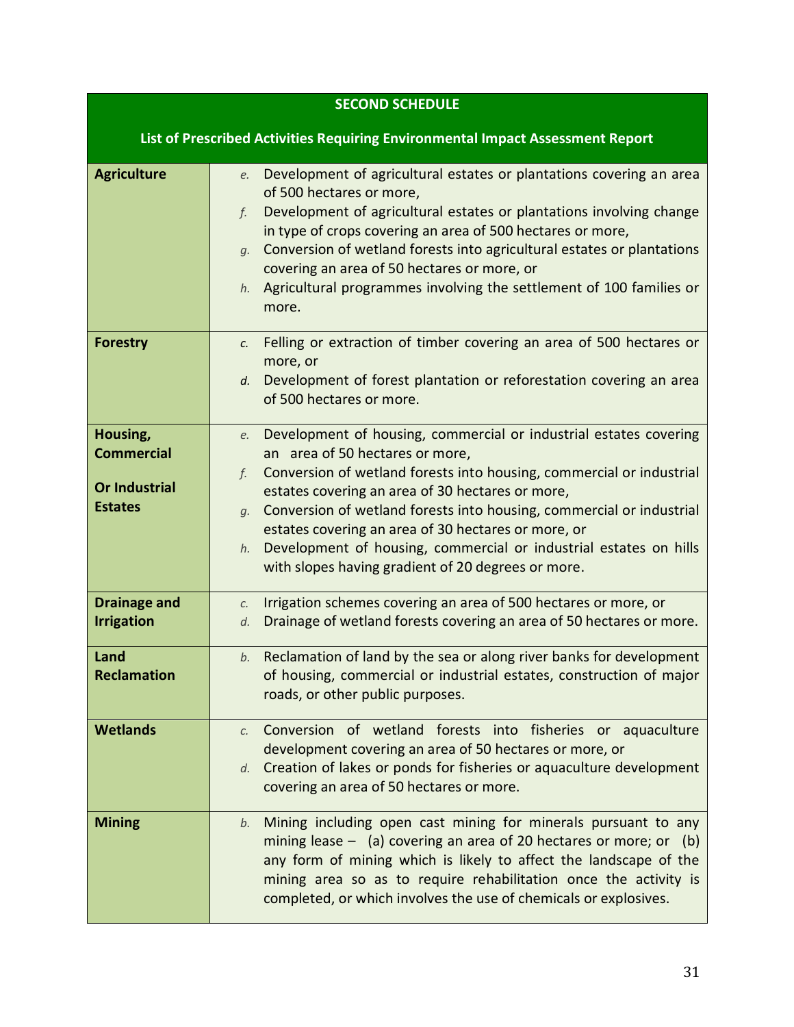| **SECOND SCHEDULE**<br><br>**List of Prescribed Activities Requiring Environmental Impact Assessment Report** | |
|---|---|
| **Agriculture** | *e.* Development of agricultural estates or plantations covering an area of 500 hectares or more,<br>*f.* Development of agricultural estates or plantations involving change in type of crops covering an area of 500 hectares or more,<br>*g.* Conversion of wetland forests into agricultural estates or plantations covering an area of 50 hectares or more, or<br>*h.* Agricultural programmes involving the settlement of 100 families or more. |
| **Forestry** | *c.* Felling or extraction of timber covering an area of 500 hectares or more, or<br>*d.* Development of forest plantation or reforestation covering an area of 500 hectares or more. |
| **Housing, Commercial Or Industrial Estates** | *e.* Development of housing, commercial or industrial estates covering an area of 50 hectares or more,<br>*f.* Conversion of wetland forests into housing, commercial or industrial estates covering an area of 30 hectares or more,<br>*g.* Conversion of wetland forests into housing, commercial or industrial estates covering an area of 30 hectares or more, or<br>*h.* Development of housing, commercial or industrial estates on hills with slopes having gradient of 20 degrees or more. |
| **Drainage and Irrigation** | *c.* Irrigation schemes covering an area of 500 hectares or more, or<br>*d.* Drainage of wetland forests covering an area of 50 hectares or more. |
| **Land Reclamation** | *b.* Reclamation of land by the sea or along river banks for development of housing, commercial or industrial estates, construction of major roads, or other public purposes. |
| **Wetlands** | *c.* Conversion of wetland forests into fisheries or aquaculture development covering an area of 50 hectares or more, or<br>*d.* Creation of lakes or ponds for fisheries or aquaculture development covering an area of 50 hectares or more. |
| **Mining** | *b.* Mining including open cast mining for minerals pursuant to any mining lease – (a) covering an area of 20 hectares or more; or (b) any form of mining which is likely to affect the landscape of the mining area so as to require rehabilitation once the activity is completed, or which involves the use of chemicals or explosives. |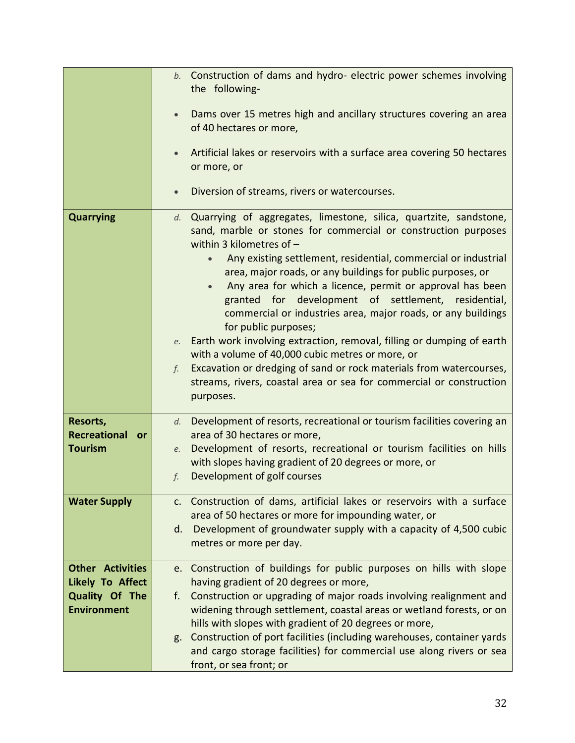| | |
|---|---|
| | *b.* Construction of dams and hydro- electric power schemes involving the following-<br><br>• Dams over 15 metres high and ancillary structures covering an area of 40 hectares or more,<br><br>• Artificial lakes or reservoirs with a surface area covering 50 hectares or more, or<br><br>• Diversion of streams, rivers or watercourses. |
| **Quarrying** | *d.* Quarrying of aggregates, limestone, silica, quartzite, sandstone, sand, marble or stones for commercial or construction purposes within 3 kilometres of –<br>• Any existing settlement, residential, commercial or industrial area, major roads, or any buildings for public purposes, or<br>• Any area for which a licence, permit or approval has been granted for development of settlement, residential, commercial or industries area, major roads, or any buildings for public purposes;<br>*e.* Earth work involving extraction, removal, filling or dumping of earth with a volume of 40,000 cubic metres or more, or<br>*f.* Excavation or dredging of sand or rock materials from watercourses, streams, rivers, coastal area or sea for commercial or construction purposes. |
| **Resorts, Recreational or Tourism** | *d.* Development of resorts, recreational or tourism facilities covering an area of 30 hectares or more,<br>*e.* Development of resorts, recreational or tourism facilities on hills with slopes having gradient of 20 degrees or more, or<br>*f.* Development of golf courses |
| **Water Supply** | c. Construction of dams, artificial lakes or reservoirs with a surface area of 50 hectares or more for impounding water, or<br>d. Development of groundwater supply with a capacity of 4,500 cubic metres or more per day. |
| **Other Activities Likely To Affect Quality Of The Environment** | e. Construction of buildings for public purposes on hills with slope having gradient of 20 degrees or more,<br>f. Construction or upgrading of major roads involving realignment and widening through settlement, coastal areas or wetland forests, or on hills with slopes with gradient of 20 degrees or more,<br>g. Construction of port facilities (including warehouses, container yards and cargo storage facilities) for commercial use along rivers or sea front, or sea front; or |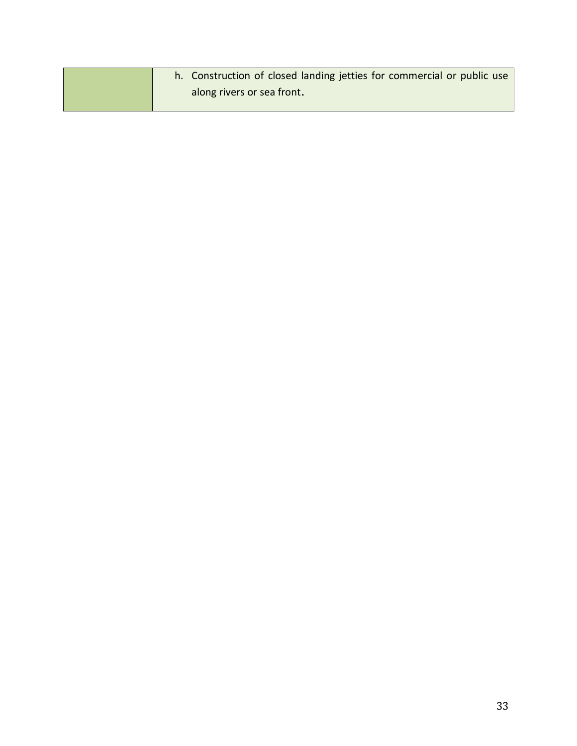| | |
|---|---|
| | h. Construction of closed landing jetties for commercial or public use along rivers or sea front. |